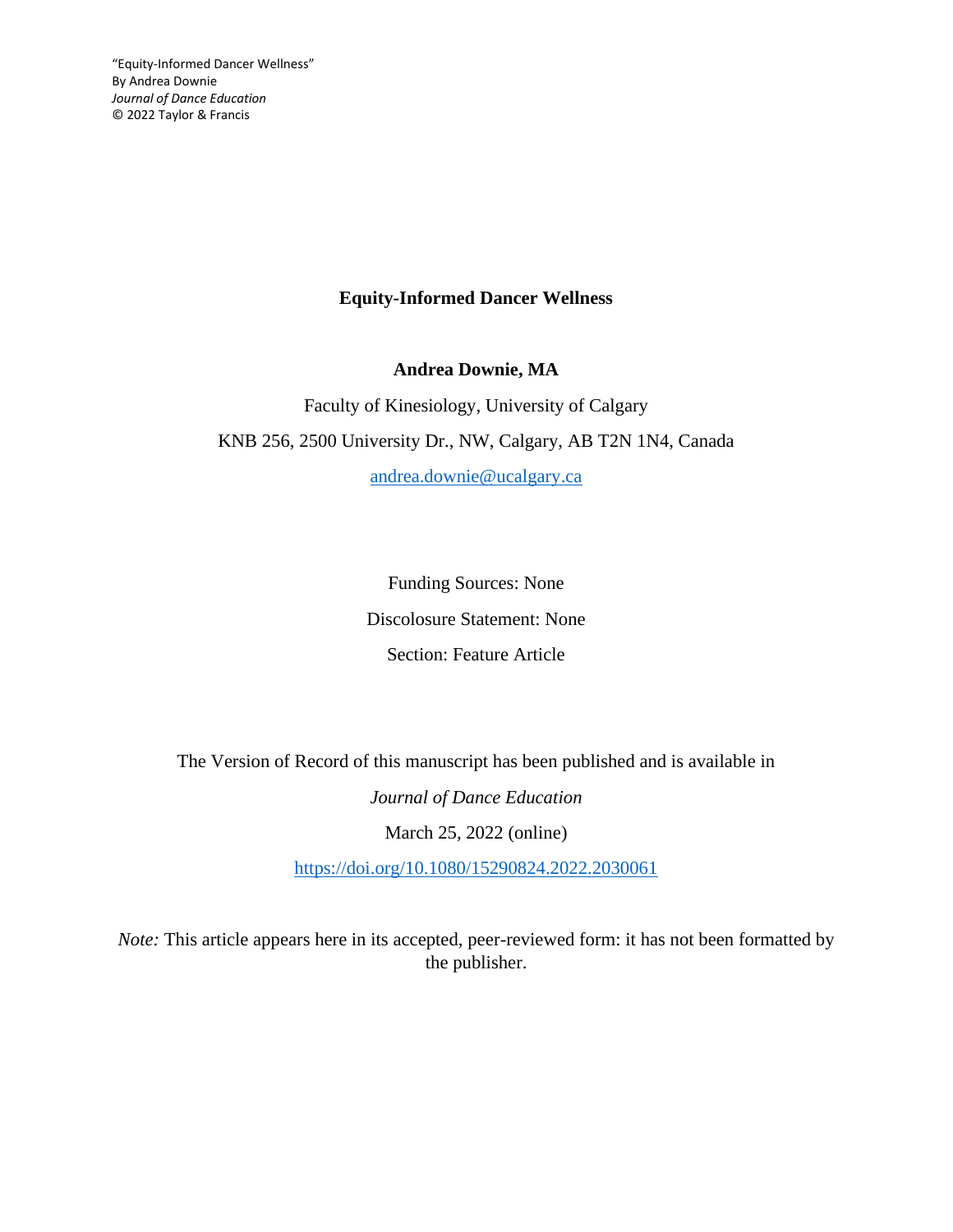"Equity-Informed Dancer Wellness"
By Andrea Downie
*Journal of Dance Education*
© 2022 Taylor & Francis

# Equity-Informed Dancer Wellness

**Andrea Downie, MA**

Faculty of Kinesiology, University of Calgary

KNB 256, 2500 University Dr., NW, Calgary, AB T2N 1N4, Canada

andrea.downie@ucalgary.ca

Funding Sources: None

Discolosure Statement: None

Section: Feature Article

The Version of Record of this manuscript has been published and is available in

*Journal of Dance Education*

March 25, 2022 (online)

https://doi.org/10.1080/15290824.2022.2030061

*Note:* This article appears here in its accepted, peer-reviewed form: it has not been formatted by the publisher.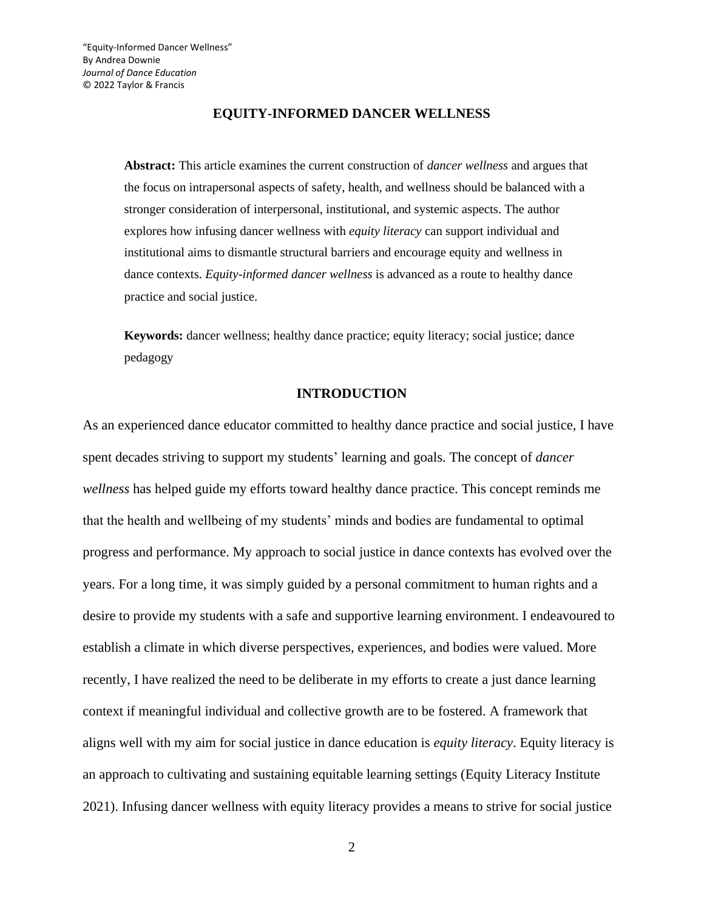"Equity-Informed Dancer Wellness"
By Andrea Downie
*Journal of Dance Education*
© 2022 Taylor & Francis

# EQUITY-INFORMED DANCER WELLNESS

**Abstract:** This article examines the current construction of *dancer wellness* and argues that the focus on intrapersonal aspects of safety, health, and wellness should be balanced with a stronger consideration of interpersonal, institutional, and systemic aspects. The author explores how infusing dancer wellness with *equity literacy* can support individual and institutional aims to dismantle structural barriers and encourage equity and wellness in dance contexts. *Equity-informed dancer wellness* is advanced as a route to healthy dance practice and social justice.

**Keywords:** dancer wellness; healthy dance practice; equity literacy; social justice; dance pedagogy

## INTRODUCTION

As an experienced dance educator committed to healthy dance practice and social justice, I have spent decades striving to support my students' learning and goals. The concept of *dancer wellness* has helped guide my efforts toward healthy dance practice. This concept reminds me that the health and wellbeing of my students' minds and bodies are fundamental to optimal progress and performance. My approach to social justice in dance contexts has evolved over the years. For a long time, it was simply guided by a personal commitment to human rights and a desire to provide my students with a safe and supportive learning environment. I endeavoured to establish a climate in which diverse perspectives, experiences, and bodies were valued. More recently, I have realized the need to be deliberate in my efforts to create a just dance learning context if meaningful individual and collective growth are to be fostered. A framework that aligns well with my aim for social justice in dance education is *equity literacy*. Equity literacy is an approach to cultivating and sustaining equitable learning settings (Equity Literacy Institute 2021). Infusing dancer wellness with equity literacy provides a means to strive for social justice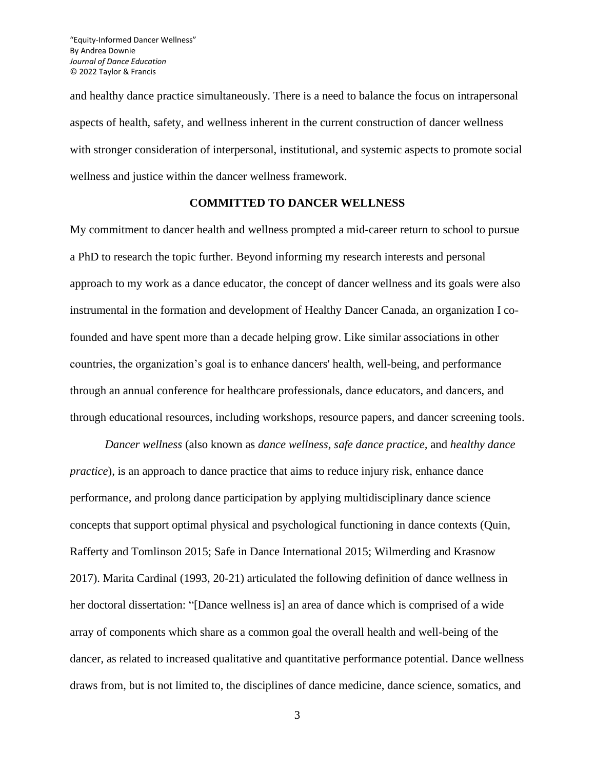and healthy dance practice simultaneously. There is a need to balance the focus on intrapersonal aspects of health, safety, and wellness inherent in the current construction of dancer wellness with stronger consideration of interpersonal, institutional, and systemic aspects to promote social wellness and justice within the dancer wellness framework.

## COMMITTED TO DANCER WELLNESS

My commitment to dancer health and wellness prompted a mid-career return to school to pursue a PhD to research the topic further. Beyond informing my research interests and personal approach to my work as a dance educator, the concept of dancer wellness and its goals were also instrumental in the formation and development of Healthy Dancer Canada, an organization I co-founded and have spent more than a decade helping grow. Like similar associations in other countries, the organization's goal is to enhance dancers' health, well-being, and performance through an annual conference for healthcare professionals, dance educators, and dancers, and through educational resources, including workshops, resource papers, and dancer screening tools.

*Dancer wellness* (also known as *dance wellness*, *safe dance practice,* and *healthy dance practice*), is an approach to dance practice that aims to reduce injury risk, enhance dance performance, and prolong dance participation by applying multidisciplinary dance science concepts that support optimal physical and psychological functioning in dance contexts (Quin, Rafferty and Tomlinson 2015; Safe in Dance International 2015; Wilmerding and Krasnow 2017). Marita Cardinal (1993, 20-21) articulated the following definition of dance wellness in her doctoral dissertation: "[Dance wellness is] an area of dance which is comprised of a wide array of components which share as a common goal the overall health and well-being of the dancer, as related to increased qualitative and quantitative performance potential. Dance wellness draws from, but is not limited to, the disciplines of dance medicine, dance science, somatics, and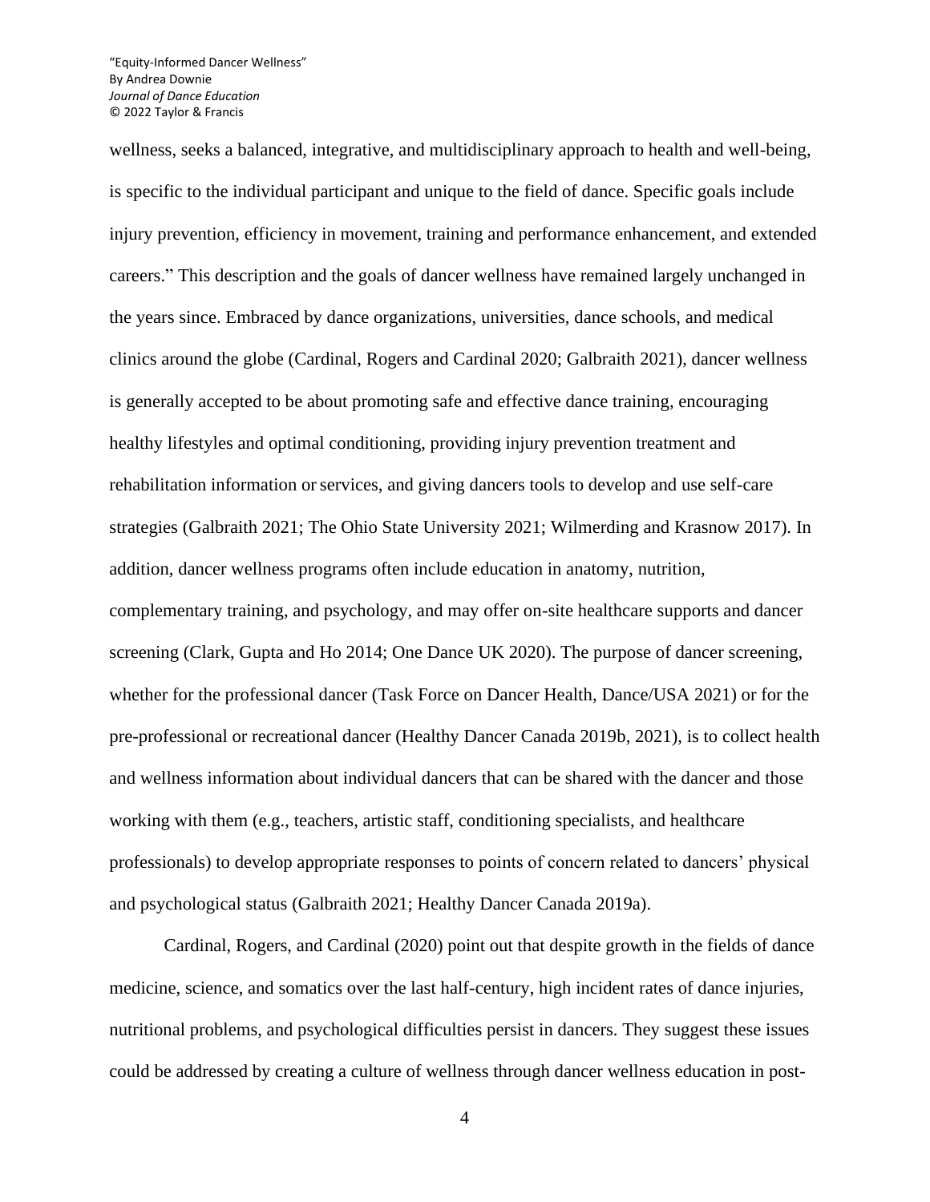wellness, seeks a balanced, integrative, and multidisciplinary approach to health and well-being, is specific to the individual participant and unique to the field of dance. Specific goals include injury prevention, efficiency in movement, training and performance enhancement, and extended careers." This description and the goals of dancer wellness have remained largely unchanged in the years since. Embraced by dance organizations, universities, dance schools, and medical clinics around the globe (Cardinal, Rogers and Cardinal 2020; Galbraith 2021), dancer wellness is generally accepted to be about promoting safe and effective dance training, encouraging healthy lifestyles and optimal conditioning, providing injury prevention treatment and rehabilitation information or services, and giving dancers tools to develop and use self-care strategies (Galbraith 2021; The Ohio State University 2021; Wilmerding and Krasnow 2017). In addition, dancer wellness programs often include education in anatomy, nutrition, complementary training, and psychology, and may offer on-site healthcare supports and dancer screening (Clark, Gupta and Ho 2014; One Dance UK 2020). The purpose of dancer screening, whether for the professional dancer (Task Force on Dancer Health, Dance/USA 2021) or for the pre-professional or recreational dancer (Healthy Dancer Canada 2019b, 2021), is to collect health and wellness information about individual dancers that can be shared with the dancer and those working with them (e.g., teachers, artistic staff, conditioning specialists, and healthcare professionals) to develop appropriate responses to points of concern related to dancers' physical and psychological status (Galbraith 2021; Healthy Dancer Canada 2019a).

Cardinal, Rogers, and Cardinal (2020) point out that despite growth in the fields of dance medicine, science, and somatics over the last half-century, high incident rates of dance injuries, nutritional problems, and psychological difficulties persist in dancers. They suggest these issues could be addressed by creating a culture of wellness through dancer wellness education in post-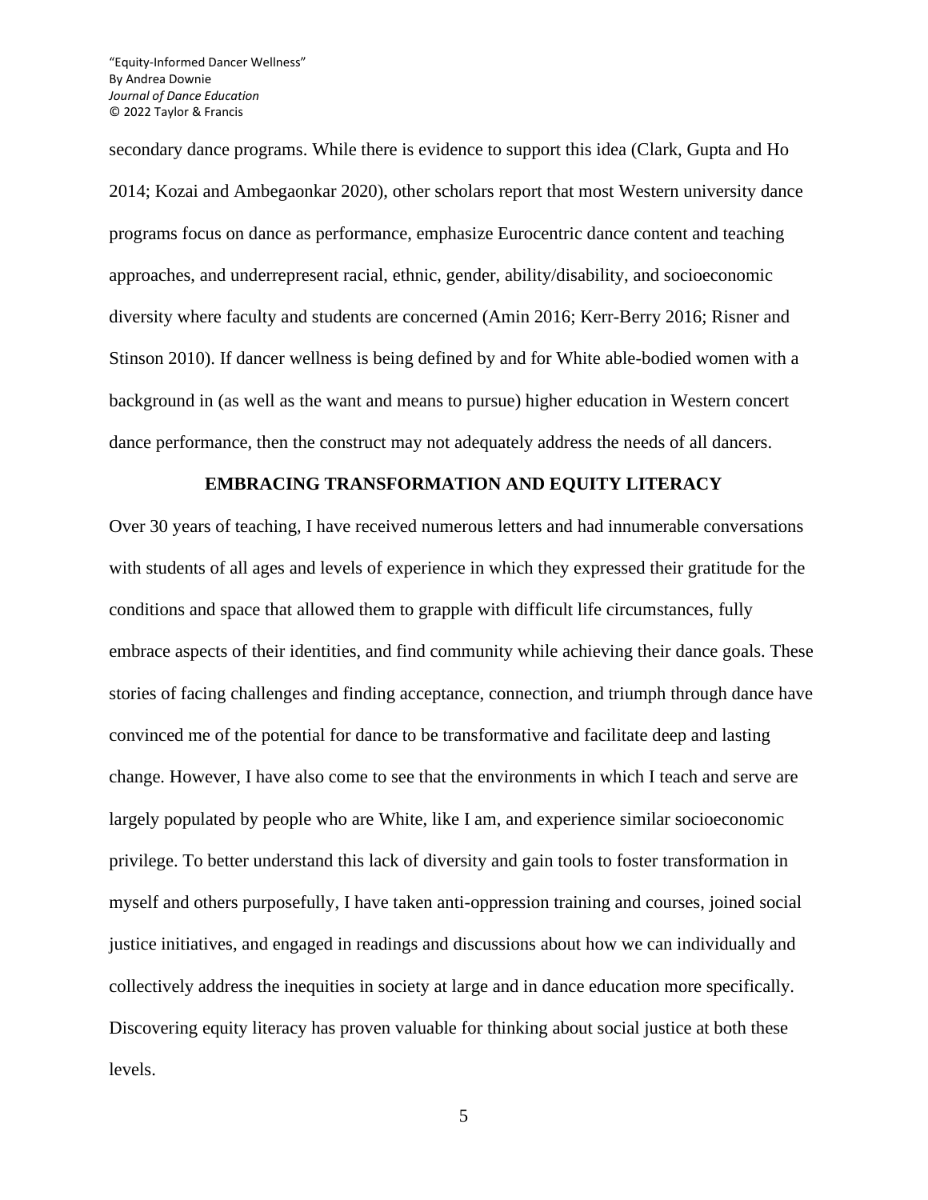secondary dance programs. While there is evidence to support this idea (Clark, Gupta and Ho 2014; Kozai and Ambegaonkar 2020), other scholars report that most Western university dance programs focus on dance as performance, emphasize Eurocentric dance content and teaching approaches, and underrepresent racial, ethnic, gender, ability/disability, and socioeconomic diversity where faculty and students are concerned (Amin 2016; Kerr-Berry 2016; Risner and Stinson 2010). If dancer wellness is being defined by and for White able-bodied women with a background in (as well as the want and means to pursue) higher education in Western concert dance performance, then the construct may not adequately address the needs of all dancers.

## EMBRACING TRANSFORMATION AND EQUITY LITERACY

Over 30 years of teaching, I have received numerous letters and had innumerable conversations with students of all ages and levels of experience in which they expressed their gratitude for the conditions and space that allowed them to grapple with difficult life circumstances, fully embrace aspects of their identities, and find community while achieving their dance goals. These stories of facing challenges and finding acceptance, connection, and triumph through dance have convinced me of the potential for dance to be transformative and facilitate deep and lasting change. However, I have also come to see that the environments in which I teach and serve are largely populated by people who are White, like I am, and experience similar socioeconomic privilege. To better understand this lack of diversity and gain tools to foster transformation in myself and others purposefully, I have taken anti-oppression training and courses, joined social justice initiatives, and engaged in readings and discussions about how we can individually and collectively address the inequities in society at large and in dance education more specifically. Discovering equity literacy has proven valuable for thinking about social justice at both these levels.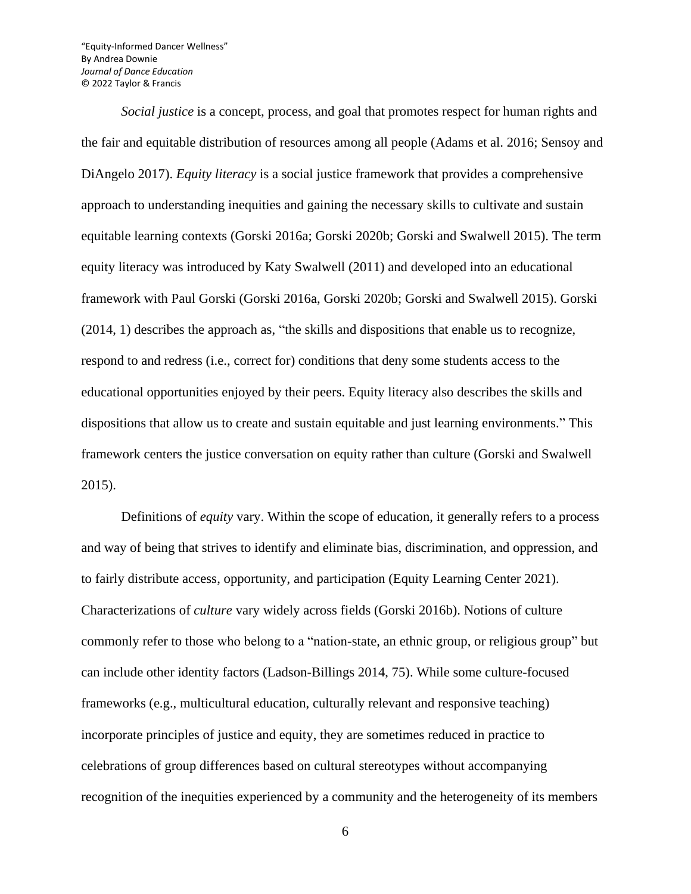*Social justice* is a concept, process, and goal that promotes respect for human rights and the fair and equitable distribution of resources among all people (Adams et al. 2016; Sensoy and DiAngelo 2017). *Equity literacy* is a social justice framework that provides a comprehensive approach to understanding inequities and gaining the necessary skills to cultivate and sustain equitable learning contexts (Gorski 2016a; Gorski 2020b; Gorski and Swalwell 2015). The term equity literacy was introduced by Katy Swalwell (2011) and developed into an educational framework with Paul Gorski (Gorski 2016a, Gorski 2020b; Gorski and Swalwell 2015). Gorski (2014, 1) describes the approach as, "the skills and dispositions that enable us to recognize, respond to and redress (i.e., correct for) conditions that deny some students access to the educational opportunities enjoyed by their peers. Equity literacy also describes the skills and dispositions that allow us to create and sustain equitable and just learning environments." This framework centers the justice conversation on equity rather than culture (Gorski and Swalwell 2015).

Definitions of *equity* vary. Within the scope of education, it generally refers to a process and way of being that strives to identify and eliminate bias, discrimination, and oppression, and to fairly distribute access, opportunity, and participation (Equity Learning Center 2021). Characterizations of *culture* vary widely across fields (Gorski 2016b). Notions of culture commonly refer to those who belong to a "nation-state, an ethnic group, or religious group" but can include other identity factors (Ladson-Billings 2014, 75). While some culture-focused frameworks (e.g., multicultural education, culturally relevant and responsive teaching) incorporate principles of justice and equity, they are sometimes reduced in practice to celebrations of group differences based on cultural stereotypes without accompanying recognition of the inequities experienced by a community and the heterogeneity of its members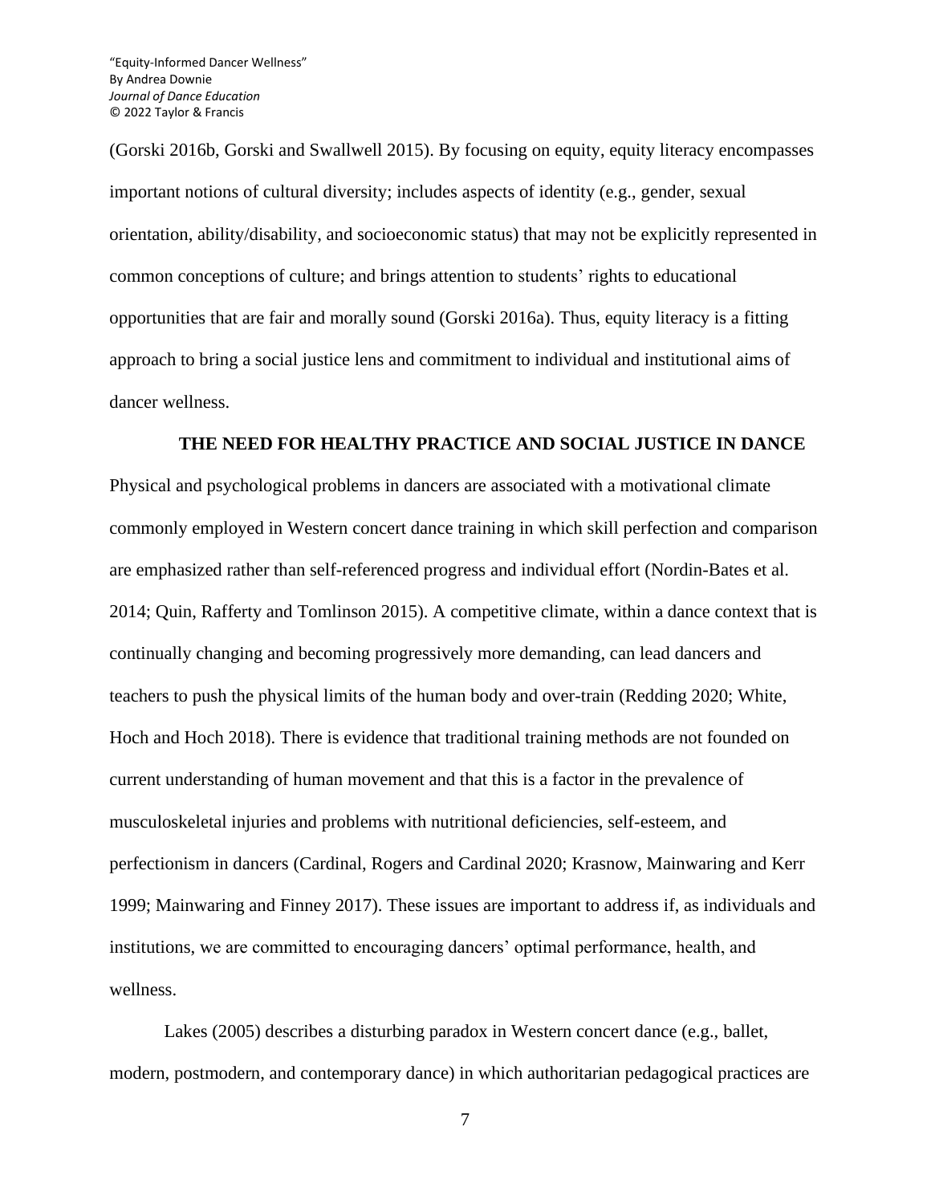(Gorski 2016b, Gorski and Swallwell 2015). By focusing on equity, equity literacy encompasses important notions of cultural diversity; includes aspects of identity (e.g., gender, sexual orientation, ability/disability, and socioeconomic status) that may not be explicitly represented in common conceptions of culture; and brings attention to students' rights to educational opportunities that are fair and morally sound (Gorski 2016a). Thus, equity literacy is a fitting approach to bring a social justice lens and commitment to individual and institutional aims of dancer wellness.

## THE NEED FOR HEALTHY PRACTICE AND SOCIAL JUSTICE IN DANCE

Physical and psychological problems in dancers are associated with a motivational climate commonly employed in Western concert dance training in which skill perfection and comparison are emphasized rather than self-referenced progress and individual effort (Nordin-Bates et al. 2014; Quin, Rafferty and Tomlinson 2015). A competitive climate, within a dance context that is continually changing and becoming progressively more demanding, can lead dancers and teachers to push the physical limits of the human body and over-train (Redding 2020; White, Hoch and Hoch 2018). There is evidence that traditional training methods are not founded on current understanding of human movement and that this is a factor in the prevalence of musculoskeletal injuries and problems with nutritional deficiencies, self-esteem, and perfectionism in dancers (Cardinal, Rogers and Cardinal 2020; Krasnow, Mainwaring and Kerr 1999; Mainwaring and Finney 2017). These issues are important to address if, as individuals and institutions, we are committed to encouraging dancers' optimal performance, health, and wellness.

Lakes (2005) describes a disturbing paradox in Western concert dance (e.g., ballet, modern, postmodern, and contemporary dance) in which authoritarian pedagogical practices are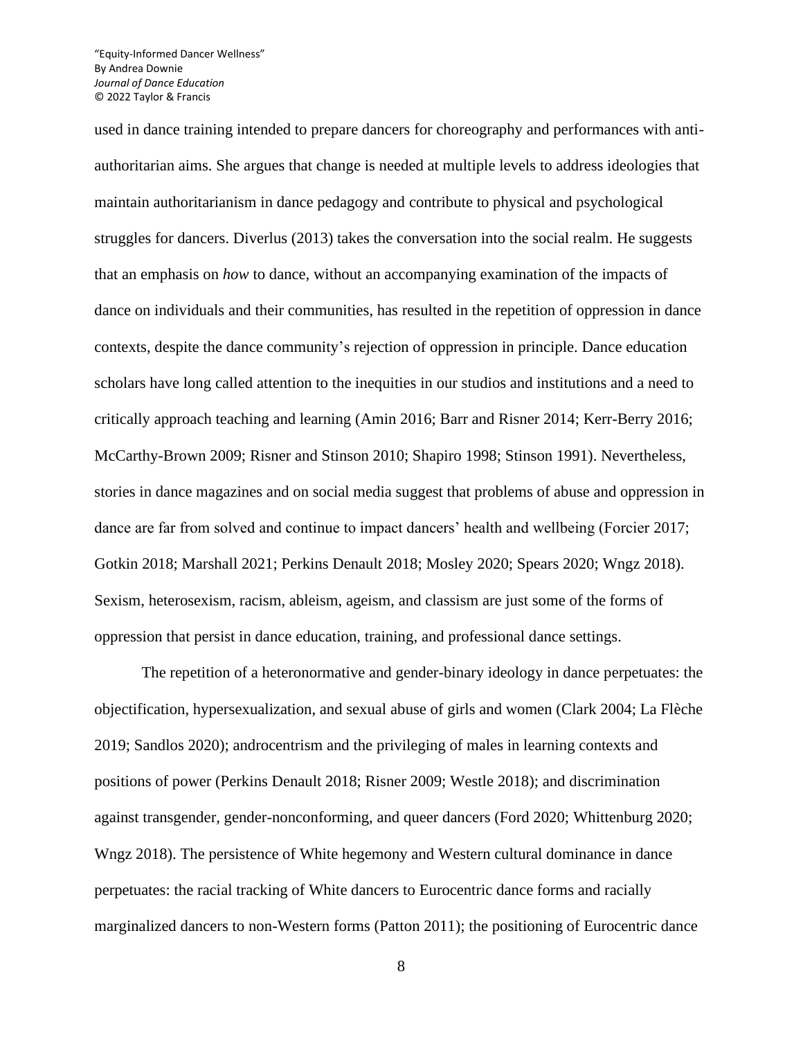used in dance training intended to prepare dancers for choreography and performances with anti-authoritarian aims. She argues that change is needed at multiple levels to address ideologies that maintain authoritarianism in dance pedagogy and contribute to physical and psychological struggles for dancers. Diverlus (2013) takes the conversation into the social realm. He suggests that an emphasis on *how* to dance, without an accompanying examination of the impacts of dance on individuals and their communities, has resulted in the repetition of oppression in dance contexts, despite the dance community's rejection of oppression in principle. Dance education scholars have long called attention to the inequities in our studios and institutions and a need to critically approach teaching and learning (Amin 2016; Barr and Risner 2014; Kerr-Berry 2016; McCarthy-Brown 2009; Risner and Stinson 2010; Shapiro 1998; Stinson 1991). Nevertheless, stories in dance magazines and on social media suggest that problems of abuse and oppression in dance are far from solved and continue to impact dancers' health and wellbeing (Forcier 2017; Gotkin 2018; Marshall 2021; Perkins Denault 2018; Mosley 2020; Spears 2020; Wngz 2018). Sexism, heterosexism, racism, ableism, ageism, and classism are just some of the forms of oppression that persist in dance education, training, and professional dance settings.

The repetition of a heteronormative and gender-binary ideology in dance perpetuates: the objectification, hypersexualization, and sexual abuse of girls and women (Clark 2004; La Flèche 2019; Sandlos 2020); androcentrism and the privileging of males in learning contexts and positions of power (Perkins Denault 2018; Risner 2009; Westle 2018); and discrimination against transgender, gender-nonconforming, and queer dancers (Ford 2020; Whittenburg 2020; Wngz 2018). The persistence of White hegemony and Western cultural dominance in dance perpetuates: the racial tracking of White dancers to Eurocentric dance forms and racially marginalized dancers to non-Western forms (Patton 2011); the positioning of Eurocentric dance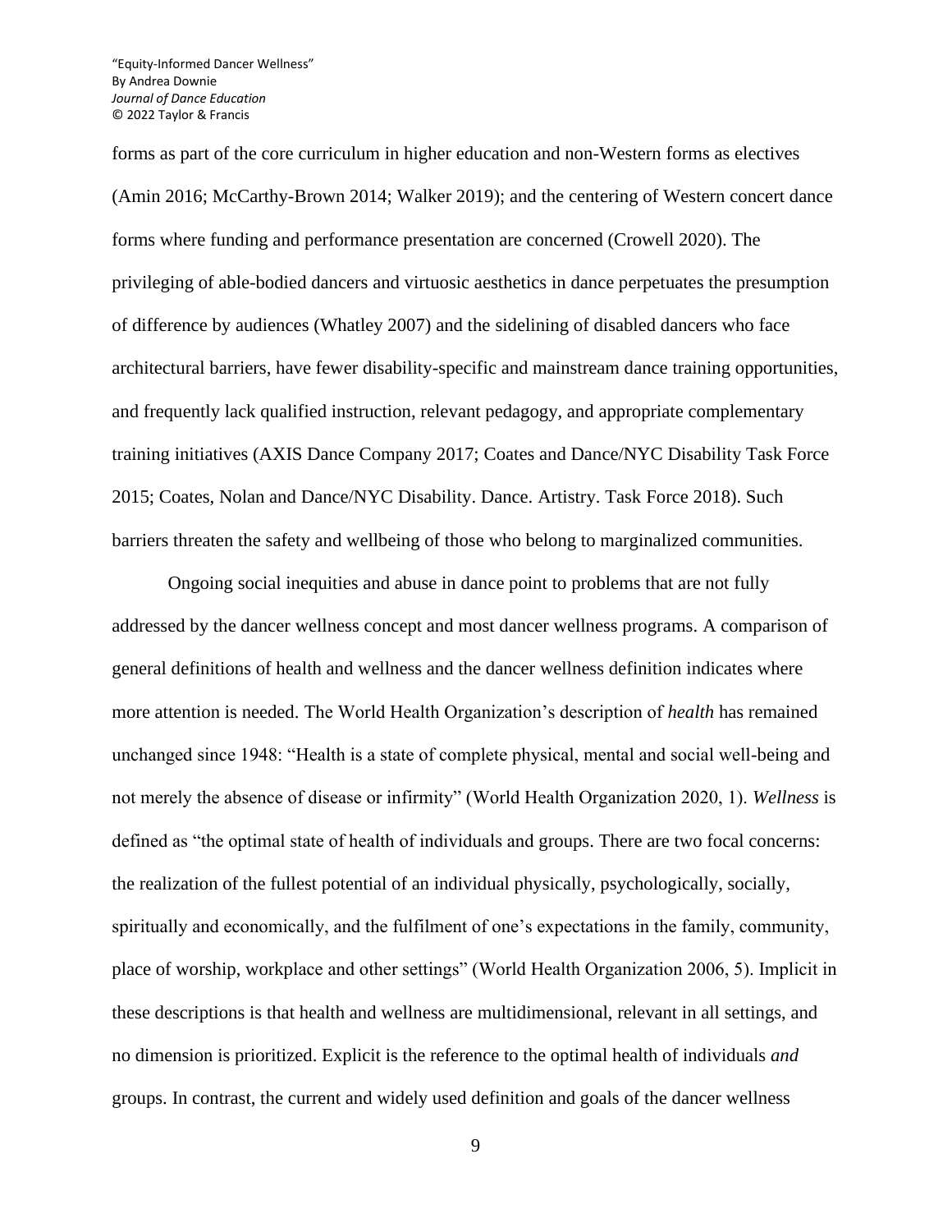forms as part of the core curriculum in higher education and non-Western forms as electives (Amin 2016; McCarthy-Brown 2014; Walker 2019); and the centering of Western concert dance forms where funding and performance presentation are concerned (Crowell 2020). The privileging of able-bodied dancers and virtuosic aesthetics in dance perpetuates the presumption of difference by audiences (Whatley 2007) and the sidelining of disabled dancers who face architectural barriers, have fewer disability-specific and mainstream dance training opportunities, and frequently lack qualified instruction, relevant pedagogy, and appropriate complementary training initiatives (AXIS Dance Company 2017; Coates and Dance/NYC Disability Task Force 2015; Coates, Nolan and Dance/NYC Disability. Dance. Artistry. Task Force 2018). Such barriers threaten the safety and wellbeing of those who belong to marginalized communities.

Ongoing social inequities and abuse in dance point to problems that are not fully addressed by the dancer wellness concept and most dancer wellness programs. A comparison of general definitions of health and wellness and the dancer wellness definition indicates where more attention is needed. The World Health Organization's description of *health* has remained unchanged since 1948: "Health is a state of complete physical, mental and social well-being and not merely the absence of disease or infirmity" (World Health Organization 2020, 1). *Wellness* is defined as "the optimal state of health of individuals and groups. There are two focal concerns: the realization of the fullest potential of an individual physically, psychologically, socially, spiritually and economically, and the fulfilment of one's expectations in the family, community, place of worship, workplace and other settings" (World Health Organization 2006, 5). Implicit in these descriptions is that health and wellness are multidimensional, relevant in all settings, and no dimension is prioritized. Explicit is the reference to the optimal health of individuals *and* groups. In contrast, the current and widely used definition and goals of the dancer wellness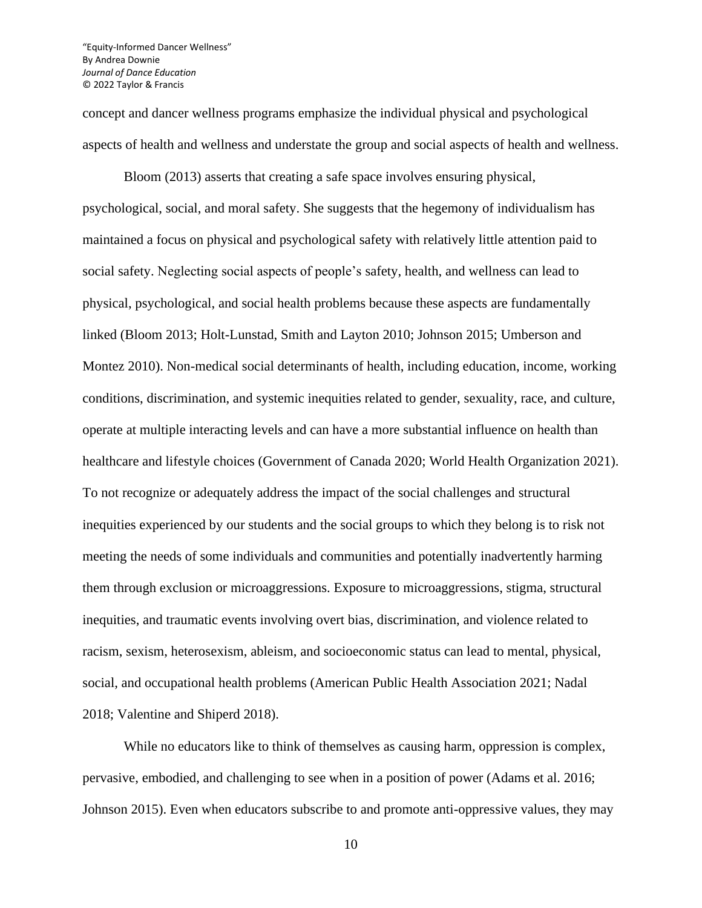concept and dancer wellness programs emphasize the individual physical and psychological aspects of health and wellness and understate the group and social aspects of health and wellness.

Bloom (2013) asserts that creating a safe space involves ensuring physical, psychological, social, and moral safety. She suggests that the hegemony of individualism has maintained a focus on physical and psychological safety with relatively little attention paid to social safety. Neglecting social aspects of people's safety, health, and wellness can lead to physical, psychological, and social health problems because these aspects are fundamentally linked (Bloom 2013; Holt-Lunstad, Smith and Layton 2010; Johnson 2015; Umberson and Montez 2010). Non-medical social determinants of health, including education, income, working conditions, discrimination, and systemic inequities related to gender, sexuality, race, and culture, operate at multiple interacting levels and can have a more substantial influence on health than healthcare and lifestyle choices (Government of Canada 2020; World Health Organization 2021). To not recognize or adequately address the impact of the social challenges and structural inequities experienced by our students and the social groups to which they belong is to risk not meeting the needs of some individuals and communities and potentially inadvertently harming them through exclusion or microaggressions. Exposure to microaggressions, stigma, structural inequities, and traumatic events involving overt bias, discrimination, and violence related to racism, sexism, heterosexism, ableism, and socioeconomic status can lead to mental, physical, social, and occupational health problems (American Public Health Association 2021; Nadal 2018; Valentine and Shiperd 2018).

While no educators like to think of themselves as causing harm, oppression is complex, pervasive, embodied, and challenging to see when in a position of power (Adams et al. 2016; Johnson 2015). Even when educators subscribe to and promote anti-oppressive values, they may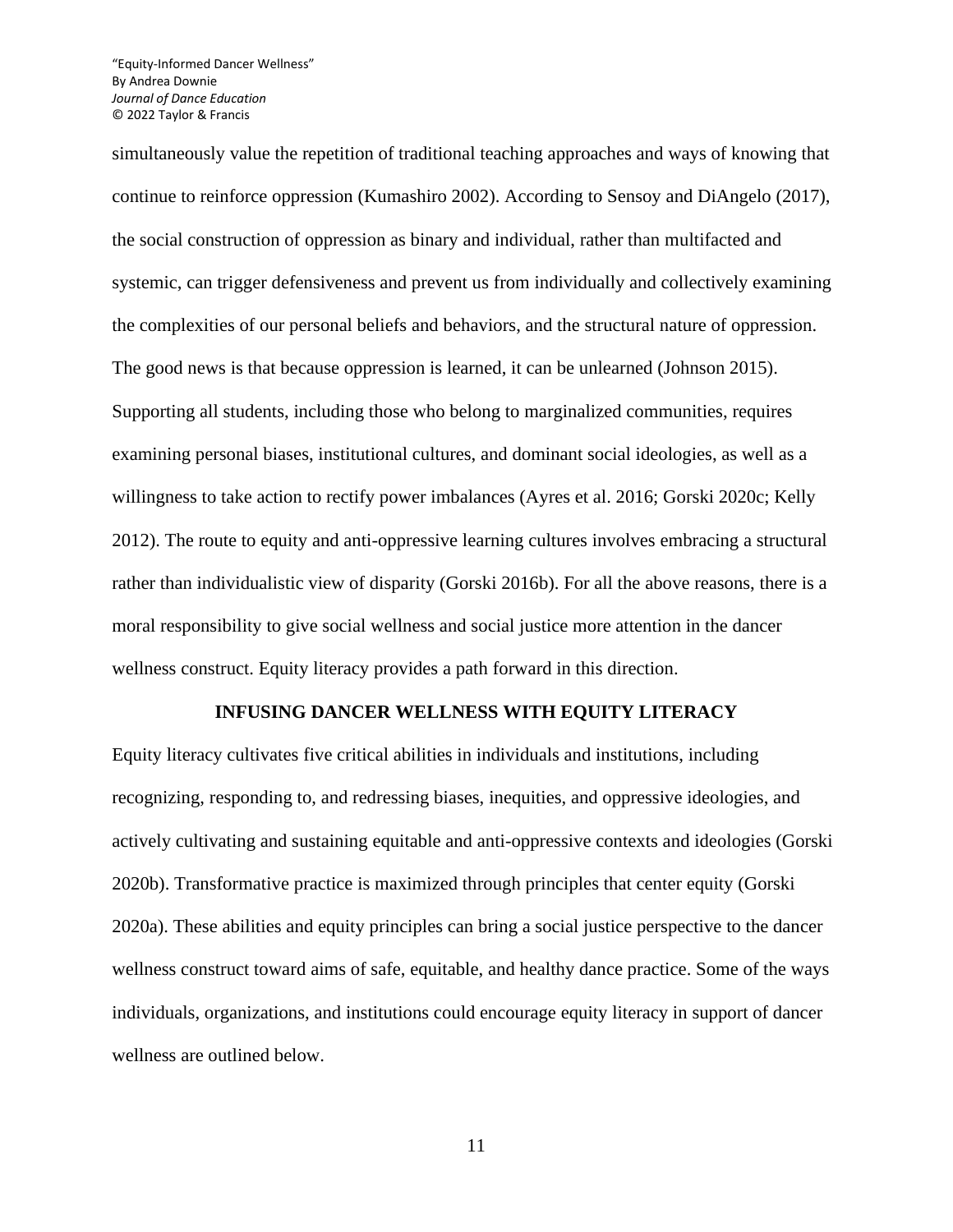simultaneously value the repetition of traditional teaching approaches and ways of knowing that continue to reinforce oppression (Kumashiro 2002). According to Sensoy and DiAngelo (2017), the social construction of oppression as binary and individual, rather than multifacted and systemic, can trigger defensiveness and prevent us from individually and collectively examining the complexities of our personal beliefs and behaviors, and the structural nature of oppression. The good news is that because oppression is learned, it can be unlearned (Johnson 2015). Supporting all students, including those who belong to marginalized communities, requires examining personal biases, institutional cultures, and dominant social ideologies, as well as a willingness to take action to rectify power imbalances (Ayres et al. 2016; Gorski 2020c; Kelly 2012). The route to equity and anti-oppressive learning cultures involves embracing a structural rather than individualistic view of disparity (Gorski 2016b). For all the above reasons, there is a moral responsibility to give social wellness and social justice more attention in the dancer wellness construct. Equity literacy provides a path forward in this direction.

## INFUSING DANCER WELLNESS WITH EQUITY LITERACY

Equity literacy cultivates five critical abilities in individuals and institutions, including recognizing, responding to, and redressing biases, inequities, and oppressive ideologies, and actively cultivating and sustaining equitable and anti-oppressive contexts and ideologies (Gorski 2020b). Transformative practice is maximized through principles that center equity (Gorski 2020a). These abilities and equity principles can bring a social justice perspective to the dancer wellness construct toward aims of safe, equitable, and healthy dance practice. Some of the ways individuals, organizations, and institutions could encourage equity literacy in support of dancer wellness are outlined below.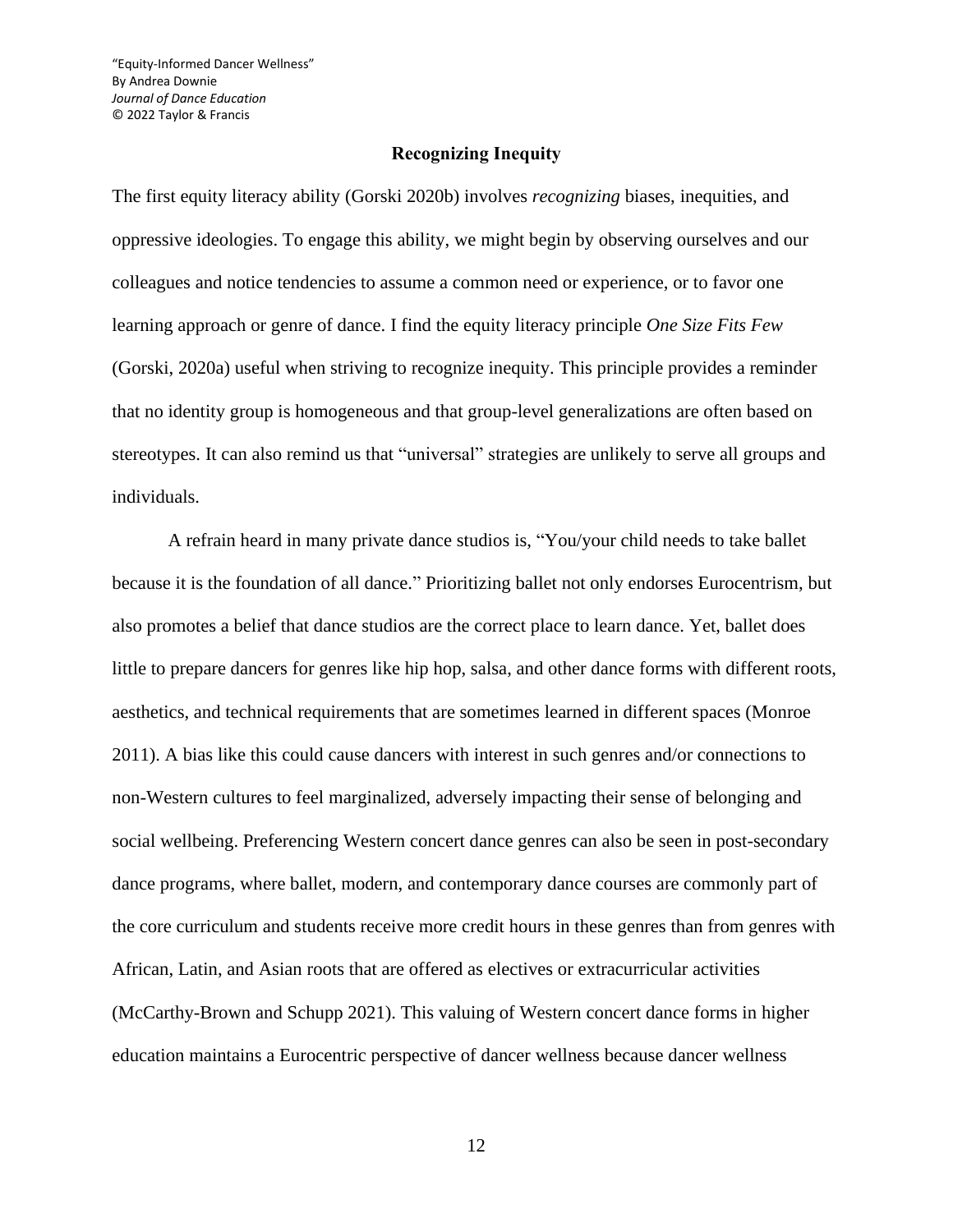### Recognizing Inequity

The first equity literacy ability (Gorski 2020b) involves *recognizing* biases, inequities, and oppressive ideologies. To engage this ability, we might begin by observing ourselves and our colleagues and notice tendencies to assume a common need or experience, or to favor one learning approach or genre of dance. I find the equity literacy principle *One Size Fits Few* (Gorski, 2020a) useful when striving to recognize inequity. This principle provides a reminder that no identity group is homogeneous and that group-level generalizations are often based on stereotypes. It can also remind us that "universal" strategies are unlikely to serve all groups and individuals.

A refrain heard in many private dance studios is, "You/your child needs to take ballet because it is the foundation of all dance." Prioritizing ballet not only endorses Eurocentrism, but also promotes a belief that dance studios are the correct place to learn dance. Yet, ballet does little to prepare dancers for genres like hip hop, salsa, and other dance forms with different roots, aesthetics, and technical requirements that are sometimes learned in different spaces (Monroe 2011). A bias like this could cause dancers with interest in such genres and/or connections to non-Western cultures to feel marginalized, adversely impacting their sense of belonging and social wellbeing. Preferencing Western concert dance genres can also be seen in post-secondary dance programs, where ballet, modern, and contemporary dance courses are commonly part of the core curriculum and students receive more credit hours in these genres than from genres with African, Latin, and Asian roots that are offered as electives or extracurricular activities (McCarthy-Brown and Schupp 2021). This valuing of Western concert dance forms in higher education maintains a Eurocentric perspective of dancer wellness because dancer wellness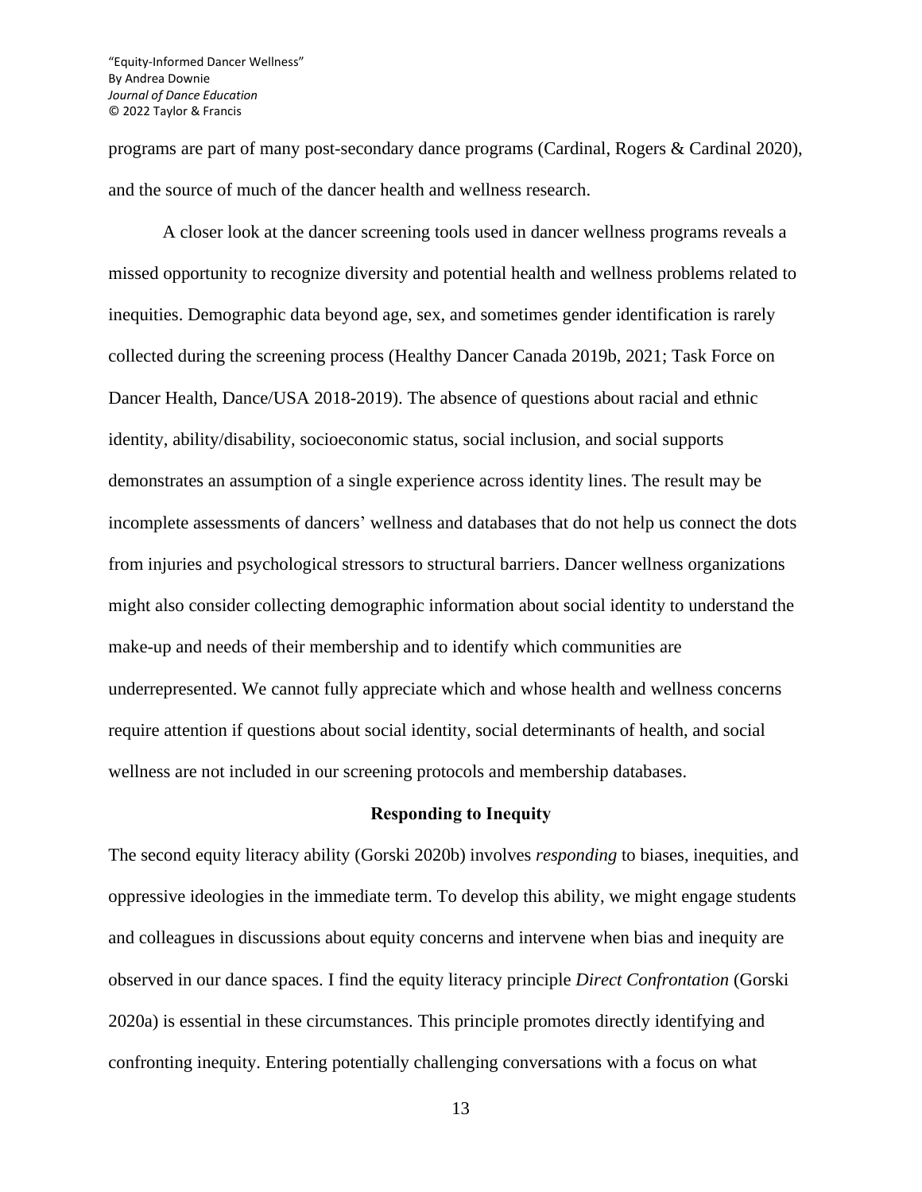programs are part of many post-secondary dance programs (Cardinal, Rogers & Cardinal 2020), and the source of much of the dancer health and wellness research.

A closer look at the dancer screening tools used in dancer wellness programs reveals a missed opportunity to recognize diversity and potential health and wellness problems related to inequities. Demographic data beyond age, sex, and sometimes gender identification is rarely collected during the screening process (Healthy Dancer Canada 2019b, 2021; Task Force on Dancer Health, Dance/USA 2018-2019). The absence of questions about racial and ethnic identity, ability/disability, socioeconomic status, social inclusion, and social supports demonstrates an assumption of a single experience across identity lines. The result may be incomplete assessments of dancers' wellness and databases that do not help us connect the dots from injuries and psychological stressors to structural barriers. Dancer wellness organizations might also consider collecting demographic information about social identity to understand the make-up and needs of their membership and to identify which communities are underrepresented. We cannot fully appreciate which and whose health and wellness concerns require attention if questions about social identity, social determinants of health, and social wellness are not included in our screening protocols and membership databases.

## Responding to Inequity

The second equity literacy ability (Gorski 2020b) involves *responding* to biases, inequities, and oppressive ideologies in the immediate term. To develop this ability, we might engage students and colleagues in discussions about equity concerns and intervene when bias and inequity are observed in our dance spaces. I find the equity literacy principle *Direct Confrontation* (Gorski 2020a) is essential in these circumstances. This principle promotes directly identifying and confronting inequity. Entering potentially challenging conversations with a focus on what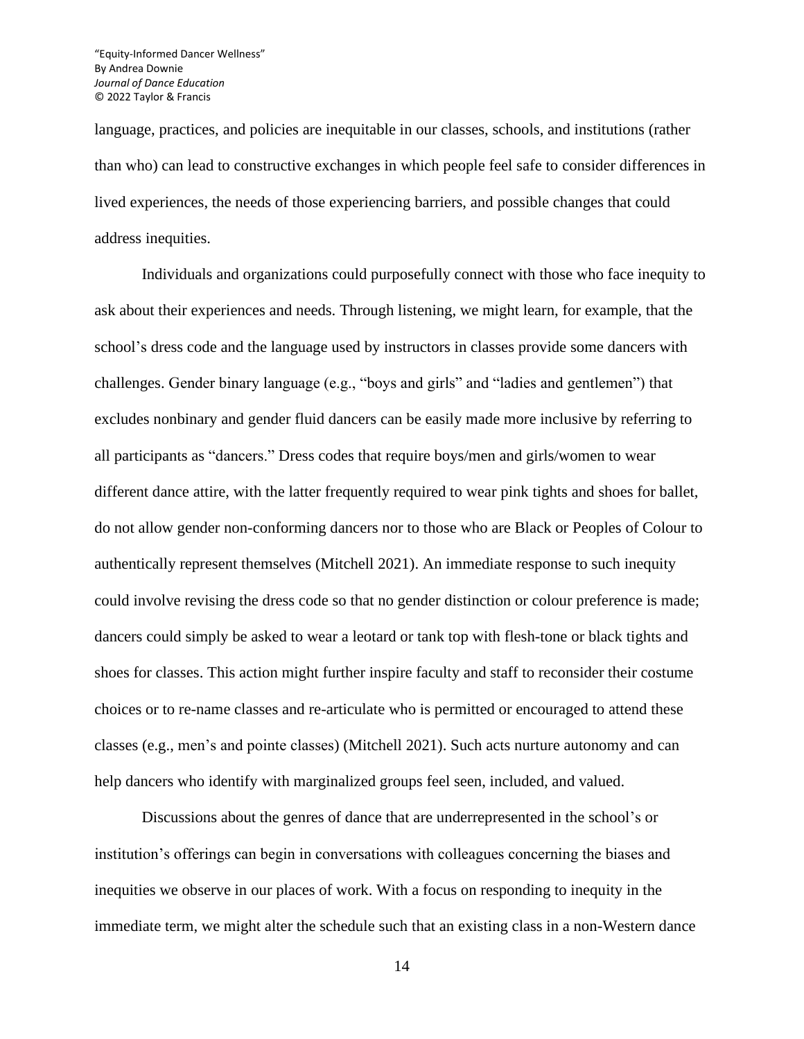language, practices, and policies are inequitable in our classes, schools, and institutions (rather than who) can lead to constructive exchanges in which people feel safe to consider differences in lived experiences, the needs of those experiencing barriers, and possible changes that could address inequities.

Individuals and organizations could purposefully connect with those who face inequity to ask about their experiences and needs. Through listening, we might learn, for example, that the school's dress code and the language used by instructors in classes provide some dancers with challenges. Gender binary language (e.g., "boys and girls" and "ladies and gentlemen") that excludes nonbinary and gender fluid dancers can be easily made more inclusive by referring to all participants as "dancers." Dress codes that require boys/men and girls/women to wear different dance attire, with the latter frequently required to wear pink tights and shoes for ballet, do not allow gender non-conforming dancers nor to those who are Black or Peoples of Colour to authentically represent themselves (Mitchell 2021). An immediate response to such inequity could involve revising the dress code so that no gender distinction or colour preference is made; dancers could simply be asked to wear a leotard or tank top with flesh-tone or black tights and shoes for classes. This action might further inspire faculty and staff to reconsider their costume choices or to re-name classes and re-articulate who is permitted or encouraged to attend these classes (e.g., men's and pointe classes) (Mitchell 2021). Such acts nurture autonomy and can help dancers who identify with marginalized groups feel seen, included, and valued.

Discussions about the genres of dance that are underrepresented in the school's or institution's offerings can begin in conversations with colleagues concerning the biases and inequities we observe in our places of work. With a focus on responding to inequity in the immediate term, we might alter the schedule such that an existing class in a non-Western dance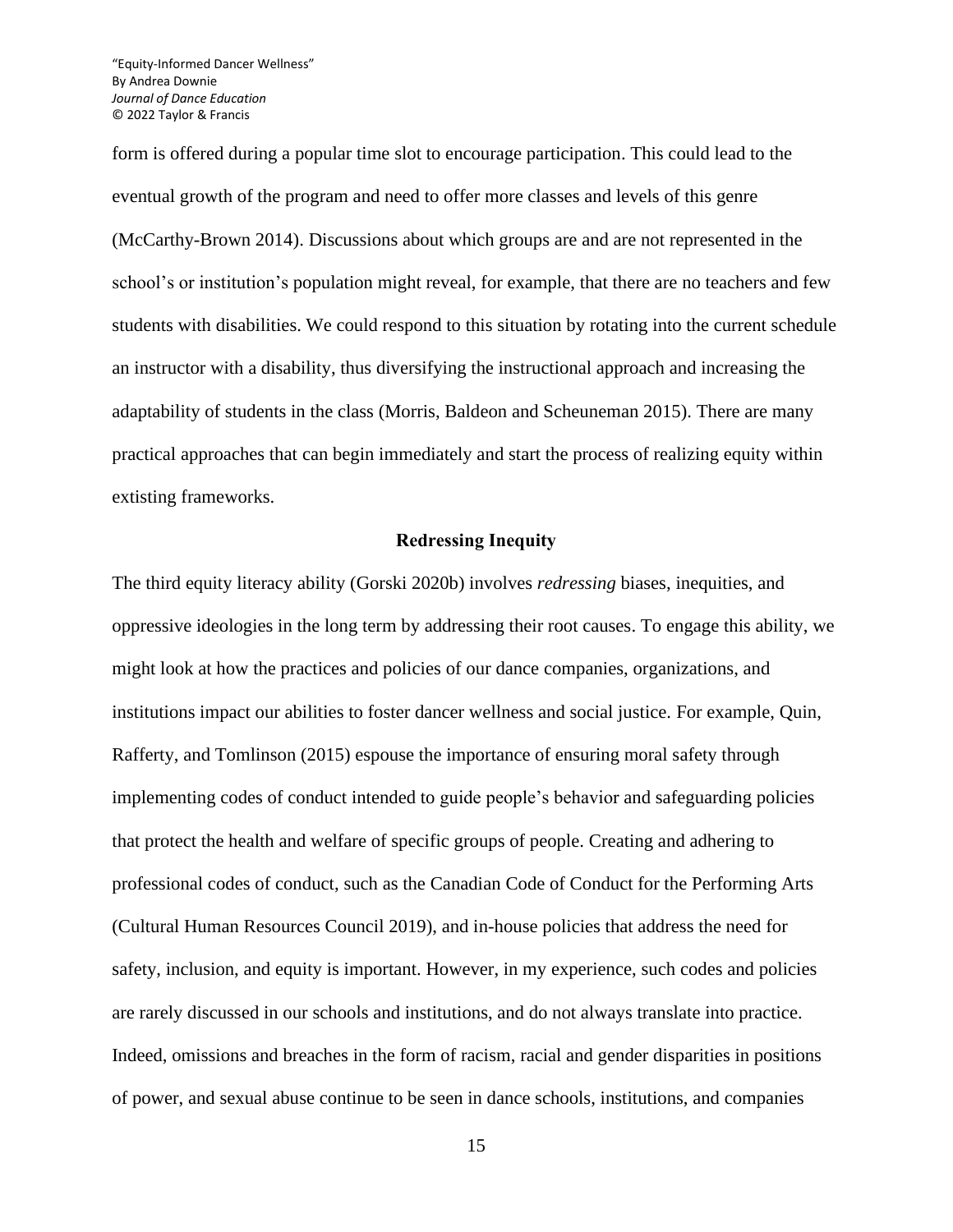form is offered during a popular time slot to encourage participation. This could lead to the eventual growth of the program and need to offer more classes and levels of this genre (McCarthy-Brown 2014). Discussions about which groups are and are not represented in the school's or institution's population might reveal, for example, that there are no teachers and few students with disabilities. We could respond to this situation by rotating into the current schedule an instructor with a disability, thus diversifying the instructional approach and increasing the adaptability of students in the class (Morris, Baldeon and Scheuneman 2015). There are many practical approaches that can begin immediately and start the process of realizing equity within extisting frameworks.

## Redressing Inequity

The third equity literacy ability (Gorski 2020b) involves *redressing* biases, inequities, and oppressive ideologies in the long term by addressing their root causes. To engage this ability, we might look at how the practices and policies of our dance companies, organizations, and institutions impact our abilities to foster dancer wellness and social justice. For example, Quin, Rafferty, and Tomlinson (2015) espouse the importance of ensuring moral safety through implementing codes of conduct intended to guide people's behavior and safeguarding policies that protect the health and welfare of specific groups of people. Creating and adhering to professional codes of conduct, such as the Canadian Code of Conduct for the Performing Arts (Cultural Human Resources Council 2019), and in-house policies that address the need for safety, inclusion, and equity is important. However, in my experience, such codes and policies are rarely discussed in our schools and institutions, and do not always translate into practice. Indeed, omissions and breaches in the form of racism, racial and gender disparities in positions of power, and sexual abuse continue to be seen in dance schools, institutions, and companies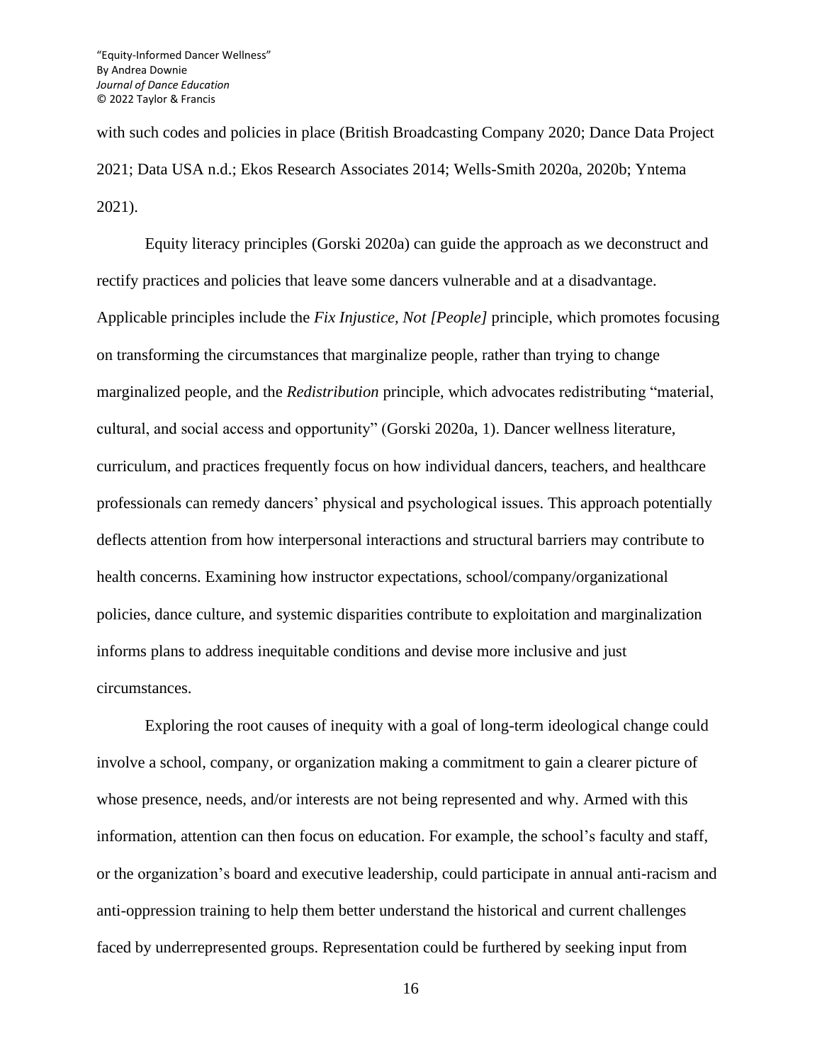with such codes and policies in place (British Broadcasting Company 2020; Dance Data Project 2021; Data USA n.d.; Ekos Research Associates 2014; Wells-Smith 2020a, 2020b; Yntema 2021).

Equity literacy principles (Gorski 2020a) can guide the approach as we deconstruct and rectify practices and policies that leave some dancers vulnerable and at a disadvantage. Applicable principles include the *Fix Injustice, Not [People]* principle, which promotes focusing on transforming the circumstances that marginalize people, rather than trying to change marginalized people, and the *Redistribution* principle, which advocates redistributing "material, cultural, and social access and opportunity" (Gorski 2020a, 1). Dancer wellness literature, curriculum, and practices frequently focus on how individual dancers, teachers, and healthcare professionals can remedy dancers' physical and psychological issues. This approach potentially deflects attention from how interpersonal interactions and structural barriers may contribute to health concerns. Examining how instructor expectations, school/company/organizational policies, dance culture, and systemic disparities contribute to exploitation and marginalization informs plans to address inequitable conditions and devise more inclusive and just circumstances.

Exploring the root causes of inequity with a goal of long-term ideological change could involve a school, company, or organization making a commitment to gain a clearer picture of whose presence, needs, and/or interests are not being represented and why. Armed with this information, attention can then focus on education. For example, the school's faculty and staff, or the organization's board and executive leadership, could participate in annual anti-racism and anti-oppression training to help them better understand the historical and current challenges faced by underrepresented groups. Representation could be furthered by seeking input from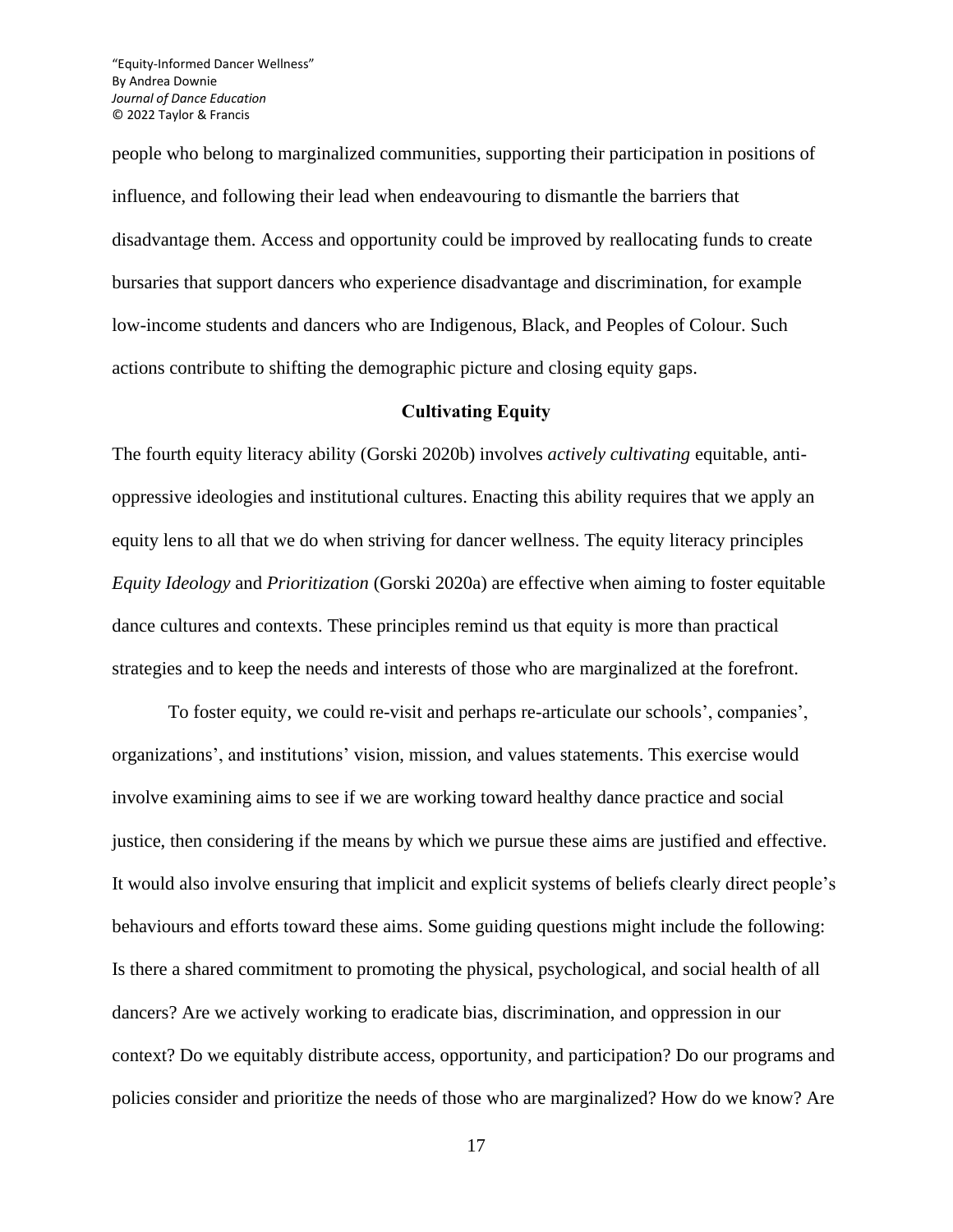people who belong to marginalized communities, supporting their participation in positions of influence, and following their lead when endeavouring to dismantle the barriers that disadvantage them. Access and opportunity could be improved by reallocating funds to create bursaries that support dancers who experience disadvantage and discrimination, for example low-income students and dancers who are Indigenous, Black, and Peoples of Colour. Such actions contribute to shifting the demographic picture and closing equity gaps.

### Cultivating Equity

The fourth equity literacy ability (Gorski 2020b) involves *actively cultivating* equitable, anti-oppressive ideologies and institutional cultures. Enacting this ability requires that we apply an equity lens to all that we do when striving for dancer wellness. The equity literacy principles *Equity Ideology* and *Prioritization* (Gorski 2020a) are effective when aiming to foster equitable dance cultures and contexts. These principles remind us that equity is more than practical strategies and to keep the needs and interests of those who are marginalized at the forefront.

To foster equity, we could re-visit and perhaps re-articulate our schools', companies', organizations', and institutions' vision, mission, and values statements. This exercise would involve examining aims to see if we are working toward healthy dance practice and social justice, then considering if the means by which we pursue these aims are justified and effective. It would also involve ensuring that implicit and explicit systems of beliefs clearly direct people's behaviours and efforts toward these aims. Some guiding questions might include the following: Is there a shared commitment to promoting the physical, psychological, and social health of all dancers? Are we actively working to eradicate bias, discrimination, and oppression in our context? Do we equitably distribute access, opportunity, and participation? Do our programs and policies consider and prioritize the needs of those who are marginalized? How do we know? Are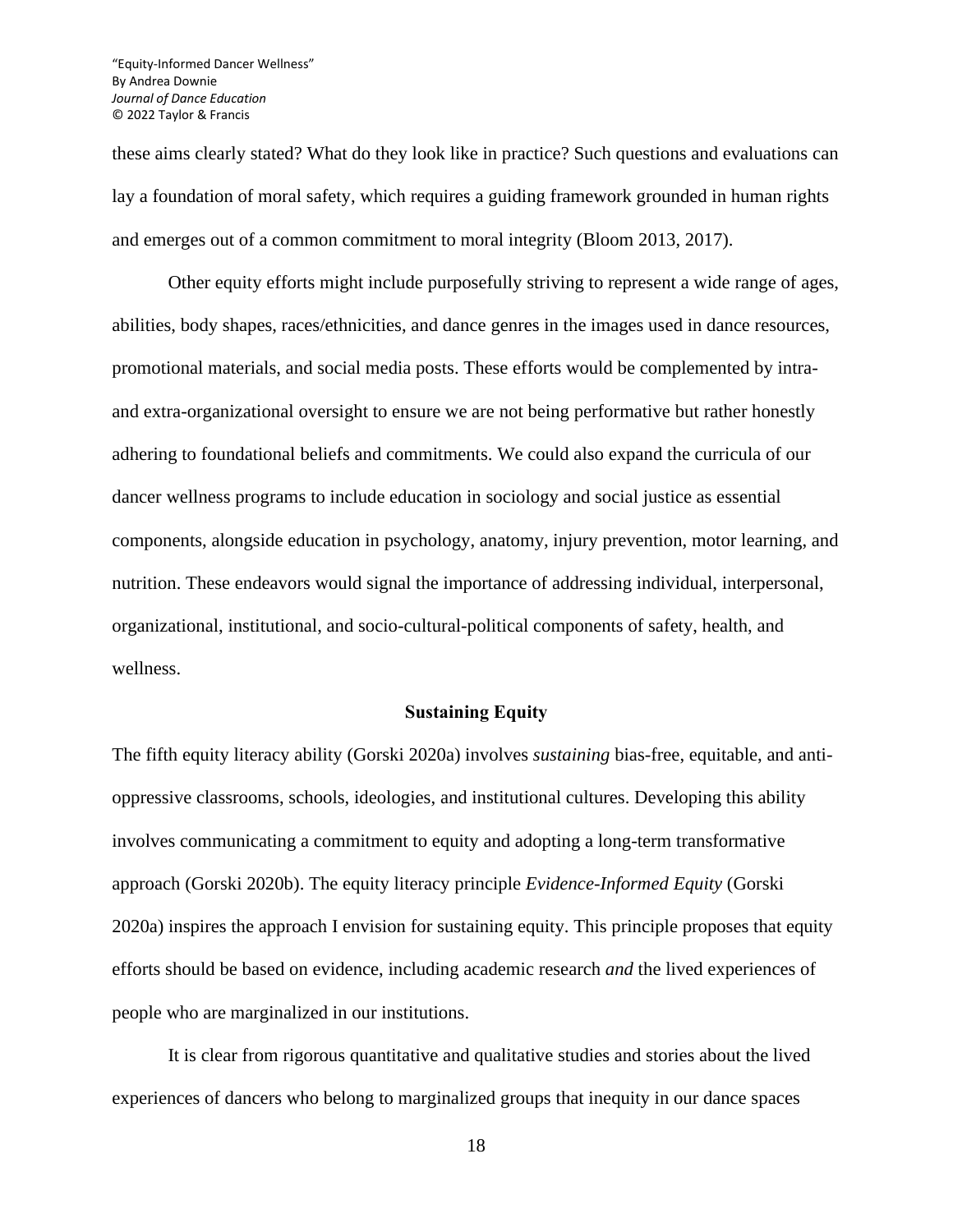these aims clearly stated? What do they look like in practice? Such questions and evaluations can lay a foundation of moral safety, which requires a guiding framework grounded in human rights and emerges out of a common commitment to moral integrity (Bloom 2013, 2017).

Other equity efforts might include purposefully striving to represent a wide range of ages, abilities, body shapes, races/ethnicities, and dance genres in the images used in dance resources, promotional materials, and social media posts. These efforts would be complemented by intra- and extra-organizational oversight to ensure we are not being performative but rather honestly adhering to foundational beliefs and commitments. We could also expand the curricula of our dancer wellness programs to include education in sociology and social justice as essential components, alongside education in psychology, anatomy, injury prevention, motor learning, and nutrition. These endeavors would signal the importance of addressing individual, interpersonal, organizational, institutional, and socio-cultural-political components of safety, health, and wellness.

## Sustaining Equity

The fifth equity literacy ability (Gorski 2020a) involves *sustaining* bias-free, equitable, and anti-oppressive classrooms, schools, ideologies, and institutional cultures. Developing this ability involves communicating a commitment to equity and adopting a long-term transformative approach (Gorski 2020b). The equity literacy principle *Evidence-Informed Equity* (Gorski 2020a) inspires the approach I envision for sustaining equity. This principle proposes that equity efforts should be based on evidence, including academic research *and* the lived experiences of people who are marginalized in our institutions.

It is clear from rigorous quantitative and qualitative studies and stories about the lived experiences of dancers who belong to marginalized groups that inequity in our dance spaces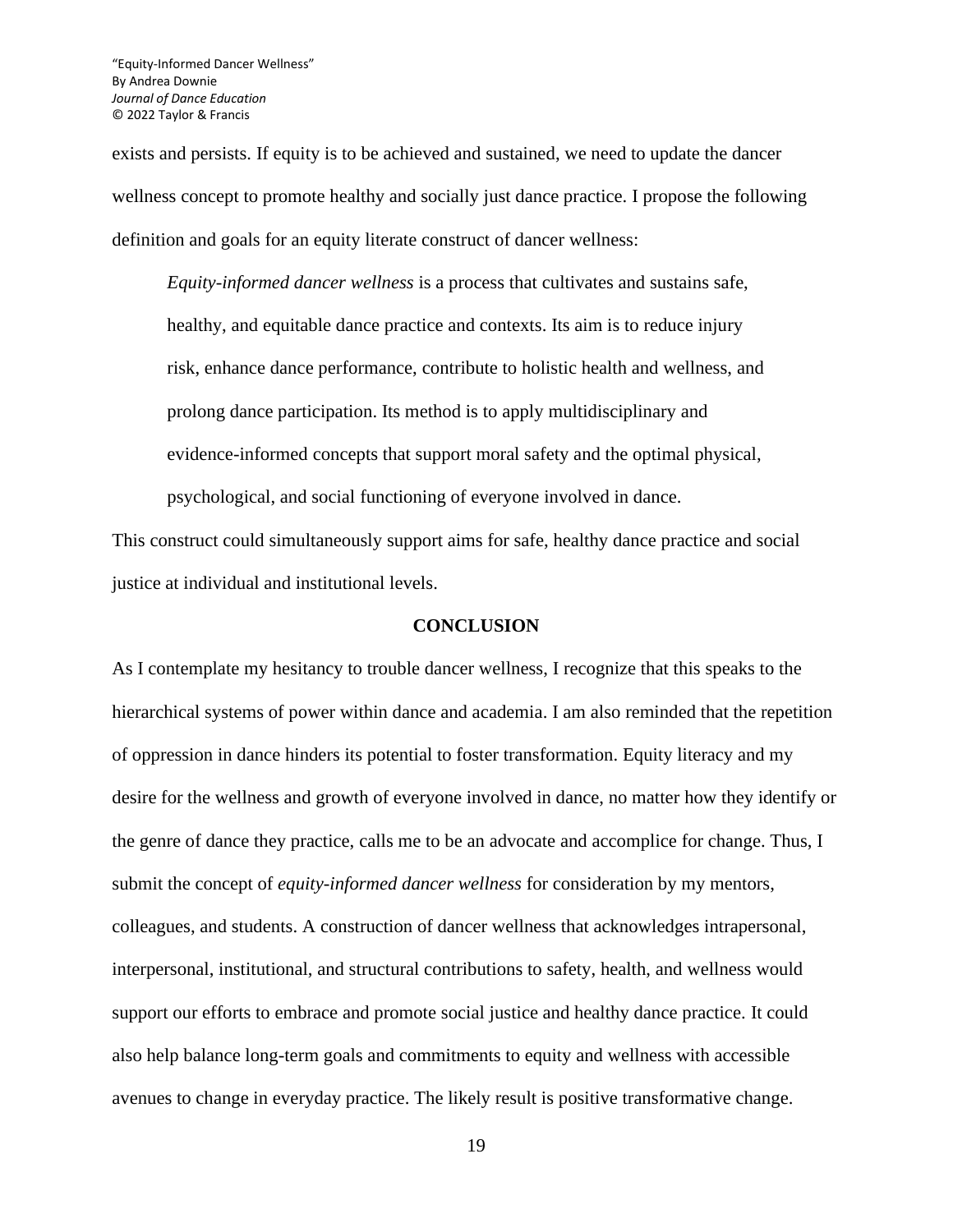exists and persists. If equity is to be achieved and sustained, we need to update the dancer wellness concept to promote healthy and socially just dance practice. I propose the following definition and goals for an equity literate construct of dancer wellness:

> *Equity-informed dancer wellness* is a process that cultivates and sustains safe, healthy, and equitable dance practice and contexts. Its aim is to reduce injury risk, enhance dance performance, contribute to holistic health and wellness, and prolong dance participation. Its method is to apply multidisciplinary and evidence-informed concepts that support moral safety and the optimal physical, psychological, and social functioning of everyone involved in dance.

This construct could simultaneously support aims for safe, healthy dance practice and social justice at individual and institutional levels.

## CONCLUSION

As I contemplate my hesitancy to trouble dancer wellness, I recognize that this speaks to the hierarchical systems of power within dance and academia. I am also reminded that the repetition of oppression in dance hinders its potential to foster transformation. Equity literacy and my desire for the wellness and growth of everyone involved in dance, no matter how they identify or the genre of dance they practice, calls me to be an advocate and accomplice for change. Thus, I submit the concept of *equity-informed dancer wellness* for consideration by my mentors, colleagues, and students. A construction of dancer wellness that acknowledges intrapersonal, interpersonal, institutional, and structural contributions to safety, health, and wellness would support our efforts to embrace and promote social justice and healthy dance practice. It could also help balance long-term goals and commitments to equity and wellness with accessible avenues to change in everyday practice. The likely result is positive transformative change.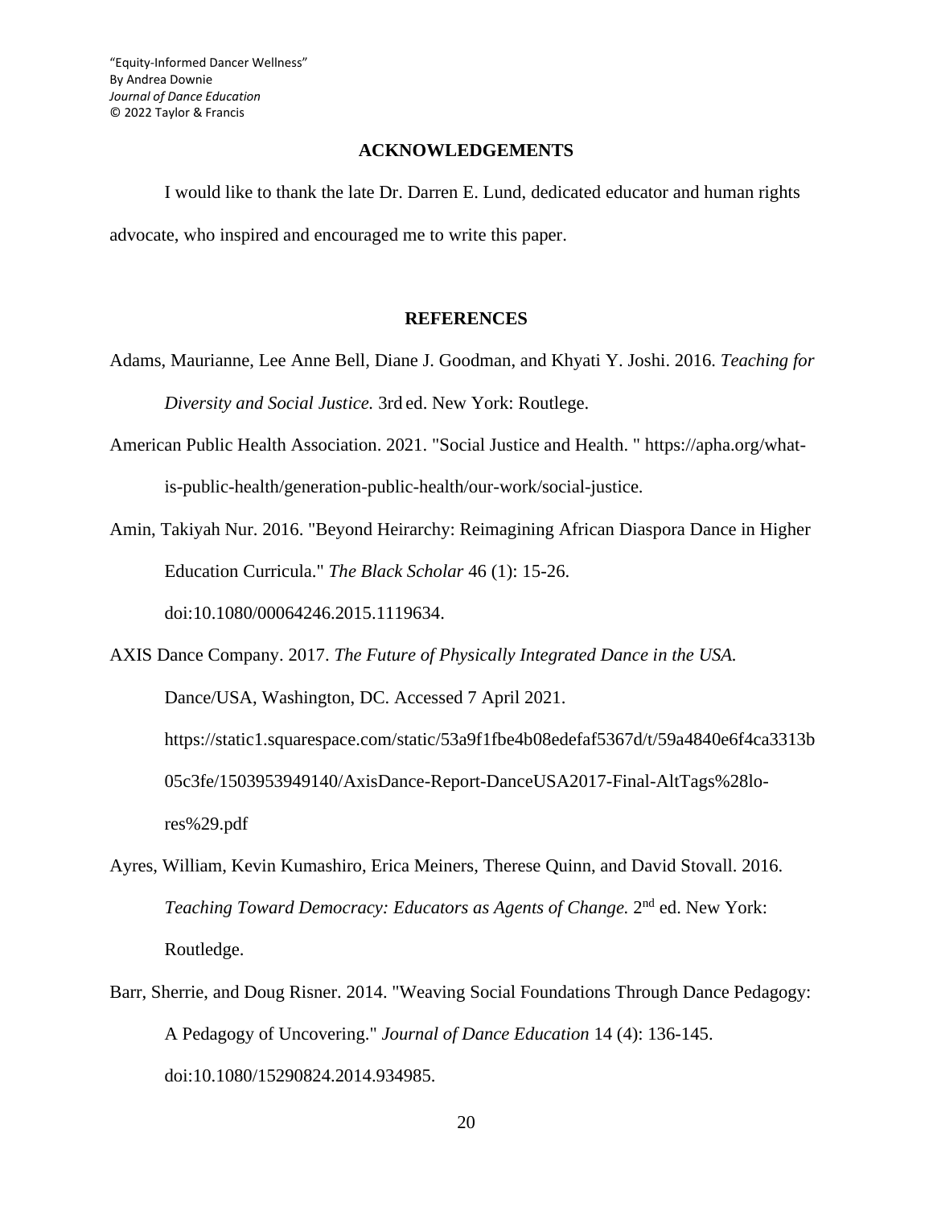## ACKNOWLEDGEMENTS

I would like to thank the late Dr. Darren E. Lund, dedicated educator and human rights advocate, who inspired and encouraged me to write this paper.

## REFERENCES

Adams, Maurianne, Lee Anne Bell, Diane J. Goodman, and Khyati Y. Joshi. 2016. *Teaching for Diversity and Social Justice.* 3rd ed. New York: Routlege.

American Public Health Association. 2021. "Social Justice and Health. " https://apha.org/what-is-public-health/generation-public-health/our-work/social-justice.

Amin, Takiyah Nur. 2016. "Beyond Heirarchy: Reimagining African Diaspora Dance in Higher Education Curricula." *The Black Scholar* 46 (1): 15-26. doi:10.1080/00064246.2015.1119634.

AXIS Dance Company. 2017. *The Future of Physically Integrated Dance in the USA.* Dance/USA, Washington, DC. Accessed 7 April 2021. https://static1.squarespace.com/static/53a9f1fbe4b08edefaf5367d/t/59a4840e6f4ca3313b05c3fe/1503953949140/AxisDance-Report-DanceUSA2017-Final-AltTags%28lo-res%29.pdf

Ayres, William, Kevin Kumashiro, Erica Meiners, Therese Quinn, and David Stovall. 2016. *Teaching Toward Democracy: Educators as Agents of Change.* 2nd ed. New York: Routledge.

Barr, Sherrie, and Doug Risner. 2014. "Weaving Social Foundations Through Dance Pedagogy: A Pedagogy of Uncovering." *Journal of Dance Education* 14 (4): 136-145. doi:10.1080/15290824.2014.934985.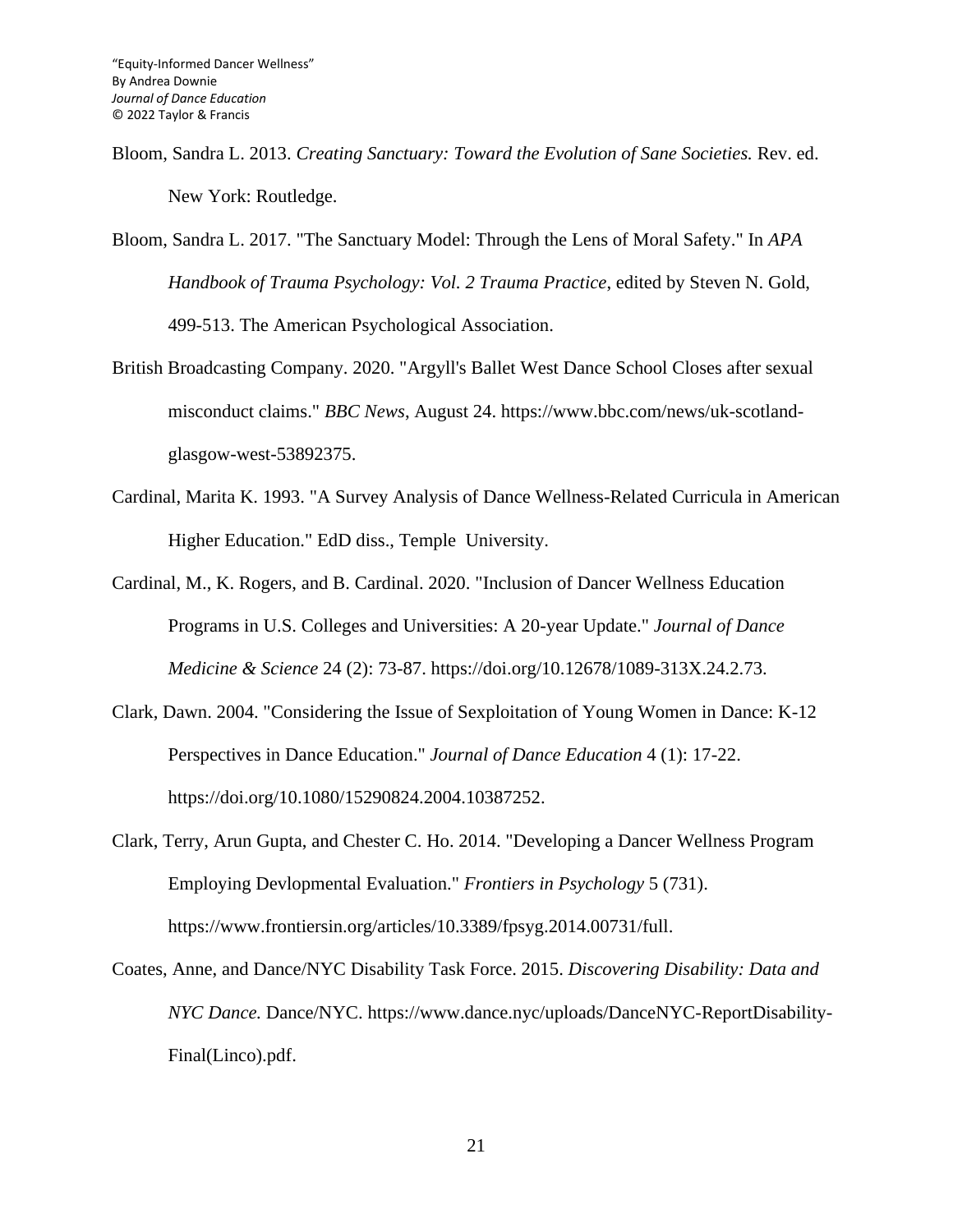Bloom, Sandra L. 2013. *Creating Sanctuary: Toward the Evolution of Sane Societies.* Rev. ed. New York: Routledge.

Bloom, Sandra L. 2017. "The Sanctuary Model: Through the Lens of Moral Safety." In *APA Handbook of Trauma Psychology: Vol. 2 Trauma Practice*, edited by Steven N. Gold, 499-513. The American Psychological Association.

British Broadcasting Company. 2020. "Argyll's Ballet West Dance School Closes after sexual misconduct claims." *BBC News*, August 24. https://www.bbc.com/news/uk-scotland-glasgow-west-53892375.

Cardinal, Marita K. 1993. "A Survey Analysis of Dance Wellness-Related Curricula in American Higher Education." EdD diss., Temple University.

Cardinal, M., K. Rogers, and B. Cardinal. 2020. "Inclusion of Dancer Wellness Education Programs in U.S. Colleges and Universities: A 20-year Update." *Journal of Dance Medicine & Science* 24 (2): 73-87. https://doi.org/10.12678/1089-313X.24.2.73.

Clark, Dawn. 2004. "Considering the Issue of Sexploitation of Young Women in Dance: K-12 Perspectives in Dance Education." *Journal of Dance Education* 4 (1): 17-22. https://doi.org/10.1080/15290824.2004.10387252.

Clark, Terry, Arun Gupta, and Chester C. Ho. 2014. "Developing a Dancer Wellness Program Employing Devlopmental Evaluation." *Frontiers in Psychology* 5 (731). https://www.frontiersin.org/articles/10.3389/fpsyg.2014.00731/full.

Coates, Anne, and Dance/NYC Disability Task Force. 2015. *Discovering Disability: Data and NYC Dance.* Dance/NYC. https://www.dance.nyc/uploads/DanceNYC-ReportDisability-Final(Linco).pdf.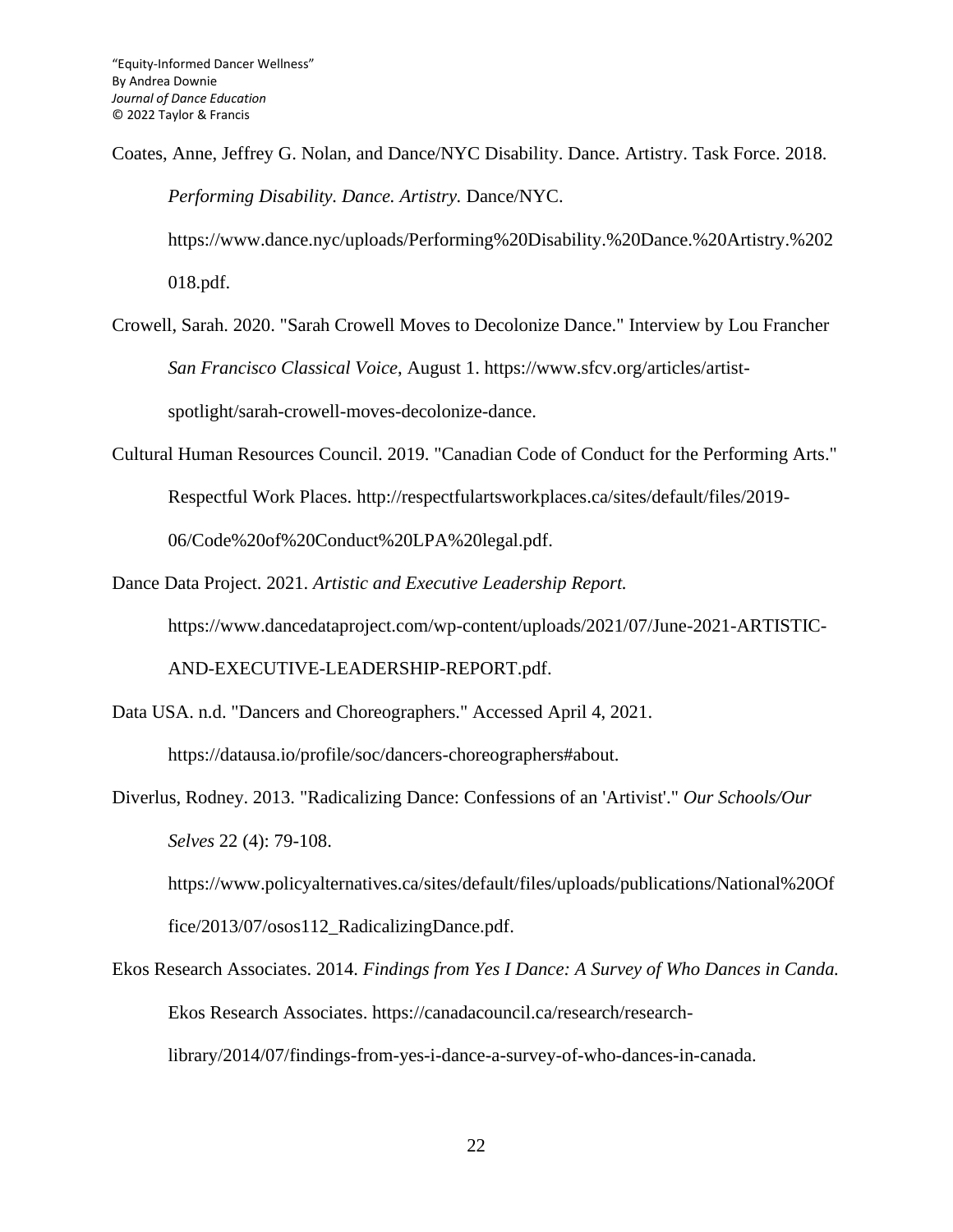Coates, Anne, Jeffrey G. Nolan, and Dance/NYC Disability. Dance. Artistry. Task Force. 2018. *Performing Disability. Dance. Artistry.* Dance/NYC. https://www.dance.nyc/uploads/Performing%20Disability.%20Dance.%20Artistry.%202018.pdf.

Crowell, Sarah. 2020. "Sarah Crowell Moves to Decolonize Dance." Interview by Lou Francher *San Francisco Classical Voice*, August 1. https://www.sfcv.org/articles/artist-spotlight/sarah-crowell-moves-decolonize-dance.

Cultural Human Resources Council. 2019. "Canadian Code of Conduct for the Performing Arts." Respectful Work Places. http://respectfulartsworkplaces.ca/sites/default/files/2019-06/Code%20of%20Conduct%20LPA%20legal.pdf.

Dance Data Project. 2021. *Artistic and Executive Leadership Report.* https://www.dancedataproject.com/wp-content/uploads/2021/07/June-2021-ARTISTIC-AND-EXECUTIVE-LEADERSHIP-REPORT.pdf.

Data USA. n.d. "Dancers and Choreographers." Accessed April 4, 2021. https://datausa.io/profile/soc/dancers-choreographers#about.

Diverlus, Rodney. 2013. "Radicalizing Dance: Confessions of an 'Artivist'." *Our Schools/Our Selves* 22 (4): 79-108. https://www.policyalternatives.ca/sites/default/files/uploads/publications/National%20Office/2013/07/osos112_RadicalizingDance.pdf.

Ekos Research Associates. 2014. *Findings from Yes I Dance: A Survey of Who Dances in Canda.* Ekos Research Associates. https://canadacouncil.ca/research/research-library/2014/07/findings-from-yes-i-dance-a-survey-of-who-dances-in-canada.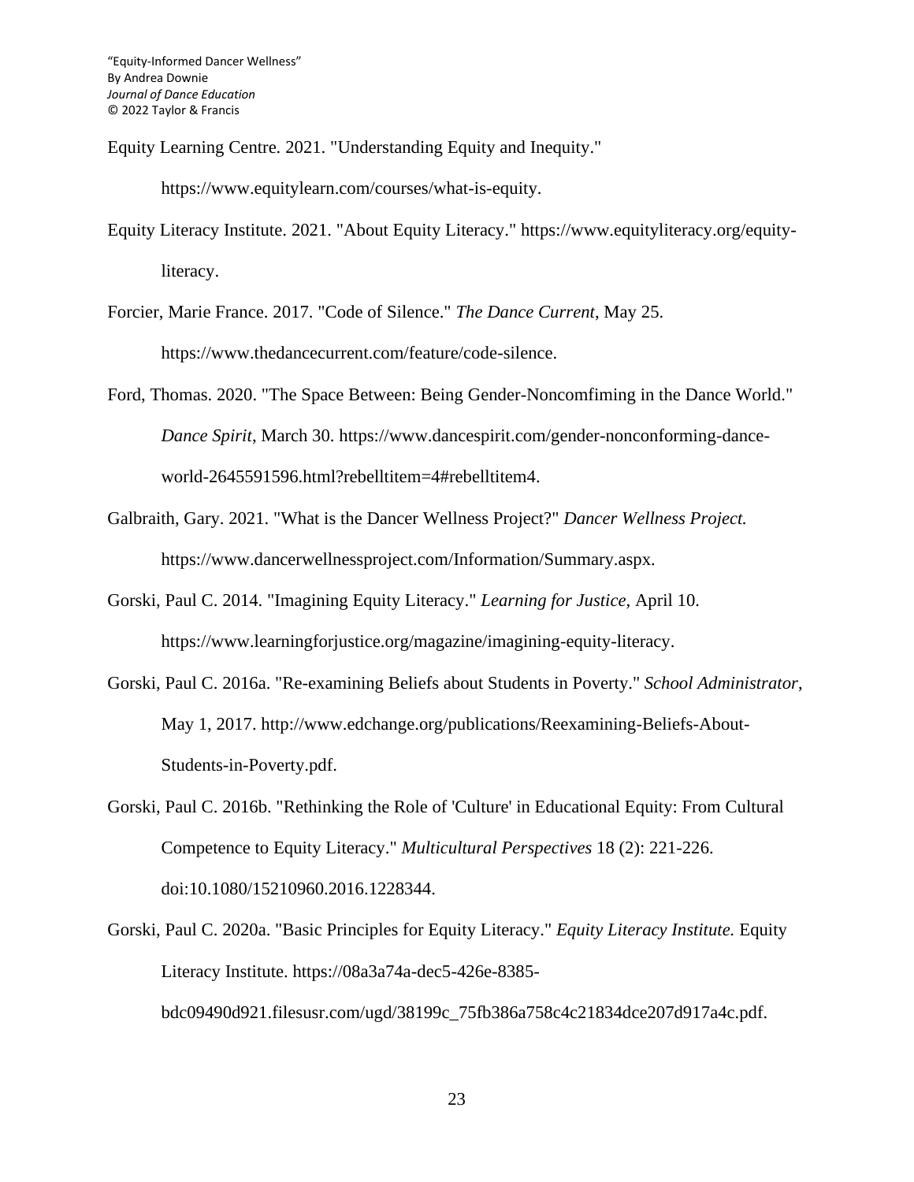Equity Learning Centre. 2021. "Understanding Equity and Inequity." https://www.equitylearn.com/courses/what-is-equity.

Equity Literacy Institute. 2021. "About Equity Literacy." https://www.equityliteracy.org/equity-literacy.

Forcier, Marie France. 2017. "Code of Silence." *The Dance Current*, May 25. https://www.thedancecurrent.com/feature/code-silence.

Ford, Thomas. 2020. "The Space Between: Being Gender-Noncomfiming in the Dance World." *Dance Spirit*, March 30. https://www.dancespirit.com/gender-nonconforming-dance-world-2645591596.html?rebelltitem=4#rebelltitem4.

Galbraith, Gary. 2021. "What is the Dancer Wellness Project?" *Dancer Wellness Project.* https://www.dancerwellnessproject.com/Information/Summary.aspx.

Gorski, Paul C. 2014. "Imagining Equity Literacy." *Learning for Justice*, April 10. https://www.learningforjustice.org/magazine/imagining-equity-literacy.

Gorski, Paul C. 2016a. "Re-examining Beliefs about Students in Poverty." *School Administrator*, May 1, 2017. http://www.edchange.org/publications/Reexamining-Beliefs-About-Students-in-Poverty.pdf.

Gorski, Paul C. 2016b. "Rethinking the Role of 'Culture' in Educational Equity: From Cultural Competence to Equity Literacy." *Multicultural Perspectives* 18 (2): 221-226. doi:10.1080/15210960.2016.1228344.

Gorski, Paul C. 2020a. "Basic Principles for Equity Literacy." *Equity Literacy Institute.* Equity Literacy Institute. https://08a3a74a-dec5-426e-8385-bdc09490d921.filesusr.com/ugd/38199c_75fb386a758c4c21834dce207d917a4c.pdf.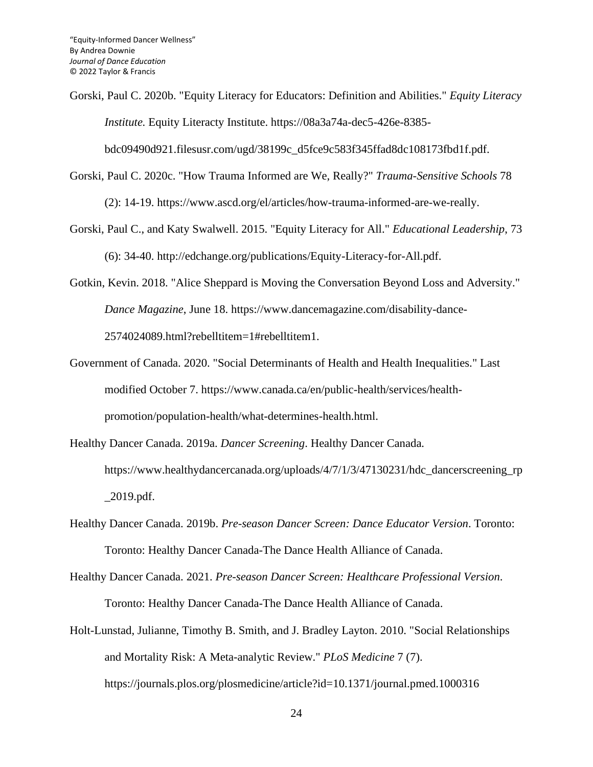Gorski, Paul C. 2020b. "Equity Literacy for Educators: Definition and Abilities." *Equity Literacy Institute.* Equity Literacty Institute. https://08a3a74a-dec5-426e-8385-bdc09490d921.filesusr.com/ugd/38199c_d5fce9c583f345ffad8dc108173fbd1f.pdf.

Gorski, Paul C. 2020c. "How Trauma Informed are We, Really?" *Trauma-Sensitive Schools* 78 (2): 14-19. https://www.ascd.org/el/articles/how-trauma-informed-are-we-really.

Gorski, Paul C., and Katy Swalwell. 2015. "Equity Literacy for All." *Educational Leadership*, 73 (6): 34-40. http://edchange.org/publications/Equity-Literacy-for-All.pdf.

Gotkin, Kevin. 2018. "Alice Sheppard is Moving the Conversation Beyond Loss and Adversity." *Dance Magazine*, June 18. https://www.dancemagazine.com/disability-dance-2574024089.html?rebelltitem=1#rebelltitem1.

Government of Canada. 2020. "Social Determinants of Health and Health Inequalities." Last modified October 7. https://www.canada.ca/en/public-health/services/health-promotion/population-health/what-determines-health.html.

Healthy Dancer Canada. 2019a. *Dancer Screening*. Healthy Dancer Canada. https://www.healthydancercanada.org/uploads/4/7/1/3/47130231/hdc_dancerscreening_rp_2019.pdf.

Healthy Dancer Canada. 2019b. *Pre-season Dancer Screen: Dance Educator Version*. Toronto: Toronto: Healthy Dancer Canada-The Dance Health Alliance of Canada.

Healthy Dancer Canada. 2021. *Pre-season Dancer Screen: Healthcare Professional Version*. Toronto: Healthy Dancer Canada-The Dance Health Alliance of Canada.

Holt-Lunstad, Julianne, Timothy B. Smith, and J. Bradley Layton. 2010. "Social Relationships and Mortality Risk: A Meta-analytic Review." *PLoS Medicine* 7 (7). https://journals.plos.org/plosmedicine/article?id=10.1371/journal.pmed.1000316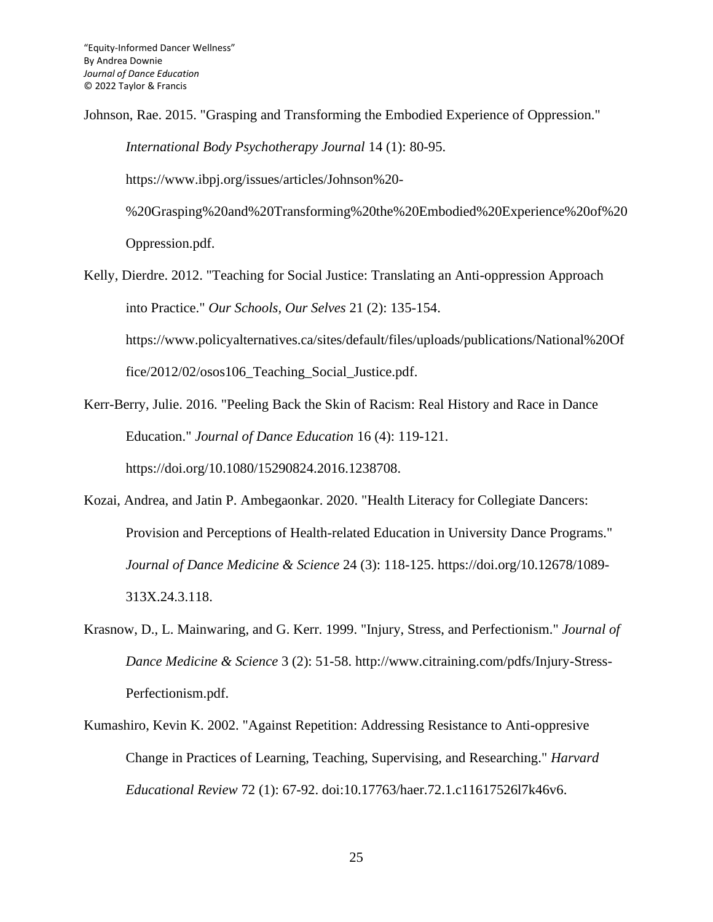Johnson, Rae. 2015. "Grasping and Transforming the Embodied Experience of Oppression." *International Body Psychotherapy Journal* 14 (1): 80-95. https://www.ibpj.org/issues/articles/Johnson%20-%20Grasping%20and%20Transforming%20the%20Embodied%20Experience%20of%20Oppression.pdf.

Kelly, Dierdre. 2012. "Teaching for Social Justice: Translating an Anti-oppression Approach into Practice." *Our Schools, Our Selves* 21 (2): 135-154. https://www.policyalternatives.ca/sites/default/files/uploads/publications/National%20Office/2012/02/osos106_Teaching_Social_Justice.pdf.

Kerr-Berry, Julie. 2016. "Peeling Back the Skin of Racism: Real History and Race in Dance Education." *Journal of Dance Education* 16 (4): 119-121. https://doi.org/10.1080/15290824.2016.1238708.

Kozai, Andrea, and Jatin P. Ambegaonkar. 2020. "Health Literacy for Collegiate Dancers: Provision and Perceptions of Health-related Education in University Dance Programs." *Journal of Dance Medicine & Science* 24 (3): 118-125. https://doi.org/10.12678/1089-313X.24.3.118.

Krasnow, D., L. Mainwaring, and G. Kerr. 1999. "Injury, Stress, and Perfectionism." *Journal of Dance Medicine & Science* 3 (2): 51-58. http://www.citraining.com/pdfs/Injury-Stress-Perfectionism.pdf.

Kumashiro, Kevin K. 2002. "Against Repetition: Addressing Resistance to Anti-oppresive Change in Practices of Learning, Teaching, Supervising, and Researching." *Harvard Educational Review* 72 (1): 67-92. doi:10.17763/haer.72.1.c11617526l7k46v6.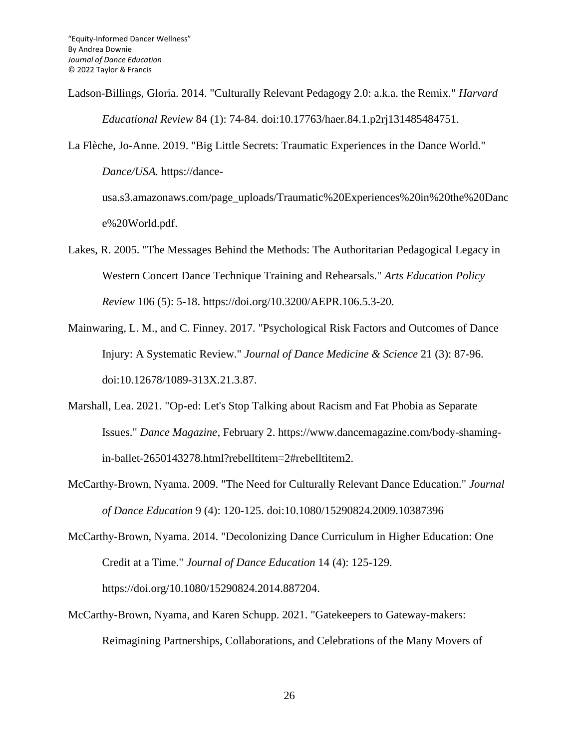Ladson-Billings, Gloria. 2014. "Culturally Relevant Pedagogy 2.0: a.k.a. the Remix." *Harvard Educational Review* 84 (1): 74-84. doi:10.17763/haer.84.1.p2rj131485484751.

La Flèche, Jo-Anne. 2019. "Big Little Secrets: Traumatic Experiences in the Dance World." *Dance/USA.* https://dance-usa.s3.amazonaws.com/page_uploads/Traumatic%20Experiences%20in%20the%20Dance%20World.pdf.

Lakes, R. 2005. "The Messages Behind the Methods: The Authoritarian Pedagogical Legacy in Western Concert Dance Technique Training and Rehearsals." *Arts Education Policy Review* 106 (5): 5-18. https://doi.org/10.3200/AEPR.106.5.3-20.

Mainwaring, L. M., and C. Finney. 2017. "Psychological Risk Factors and Outcomes of Dance Injury: A Systematic Review." *Journal of Dance Medicine & Science* 21 (3): 87-96. doi:10.12678/1089-313X.21.3.87.

Marshall, Lea. 2021. "Op-ed: Let's Stop Talking about Racism and Fat Phobia as Separate Issues." *Dance Magazine*, February 2. https://www.dancemagazine.com/body-shaming-in-ballet-2650143278.html?rebelltitem=2#rebelltitem2.

McCarthy-Brown, Nyama. 2009. "The Need for Culturally Relevant Dance Education." *Journal of Dance Education* 9 (4): 120-125. doi:10.1080/15290824.2009.10387396

McCarthy-Brown, Nyama. 2014. "Decolonizing Dance Curriculum in Higher Education: One Credit at a Time." *Journal of Dance Education* 14 (4): 125-129. https://doi.org/10.1080/15290824.2014.887204.

McCarthy-Brown, Nyama, and Karen Schupp. 2021. "Gatekeepers to Gateway-makers: Reimagining Partnerships, Collaborations, and Celebrations of the Many Movers of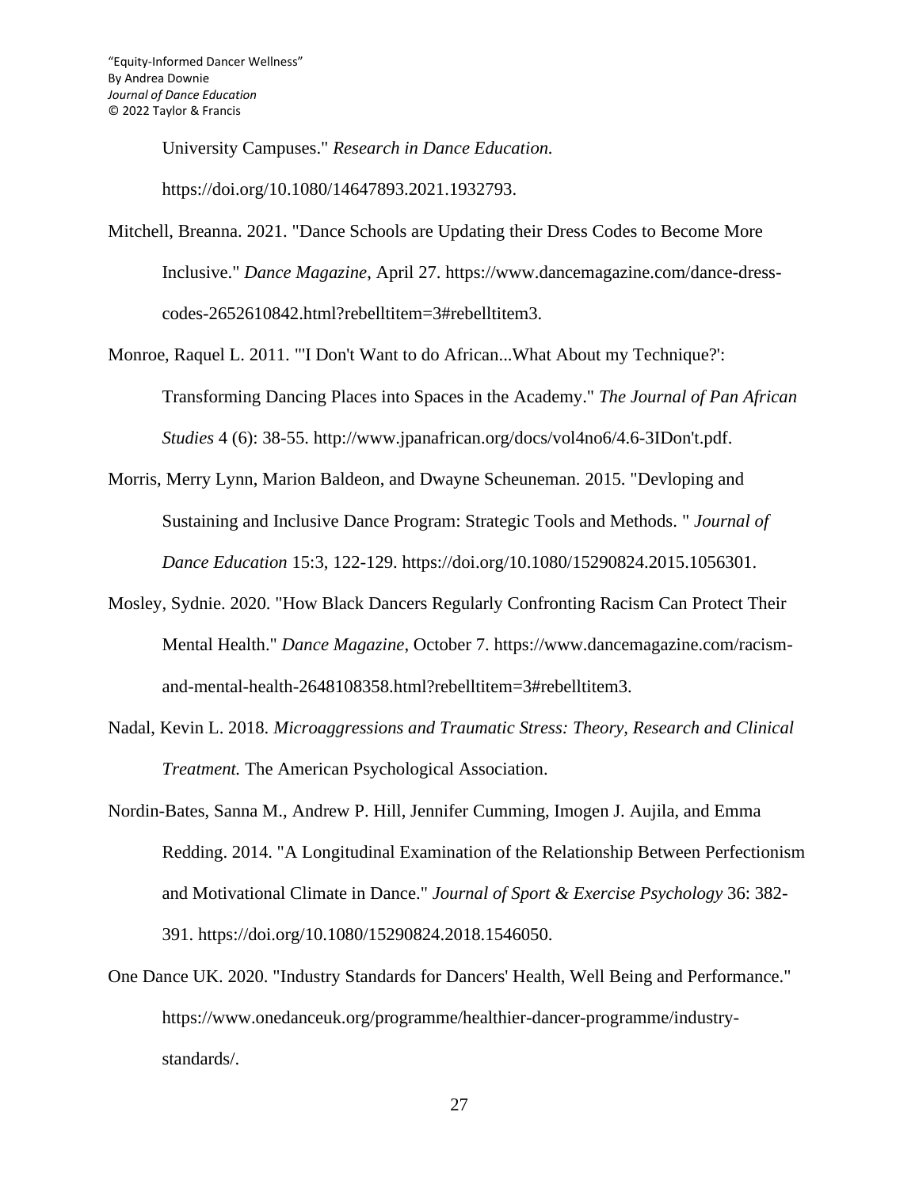University Campuses." *Research in Dance Education.* https://doi.org/10.1080/14647893.2021.1932793.

Mitchell, Breanna. 2021. "Dance Schools are Updating their Dress Codes to Become More Inclusive." *Dance Magazine,* April 27. https://www.dancemagazine.com/dance-dress-codes-2652610842.html?rebelltitem=3#rebelltitem3.

Monroe, Raquel L. 2011. "'I Don't Want to do African...What About my Technique?': Transforming Dancing Places into Spaces in the Academy." *The Journal of Pan African Studies* 4 (6): 38-55. http://www.jpanafrican.org/docs/vol4no6/4.6-3IDon't.pdf.

Morris, Merry Lynn, Marion Baldeon, and Dwayne Scheuneman. 2015. "Devloping and Sustaining and Inclusive Dance Program: Strategic Tools and Methods. " *Journal of Dance Education* 15:3, 122-129. https://doi.org/10.1080/15290824.2015.1056301.

Mosley, Sydnie. 2020. "How Black Dancers Regularly Confronting Racism Can Protect Their Mental Health." *Dance Magazine*, October 7. https://www.dancemagazine.com/racism-and-mental-health-2648108358.html?rebelltitem=3#rebelltitem3.

Nadal, Kevin L. 2018. *Microaggressions and Traumatic Stress: Theory, Research and Clinical Treatment.* The American Psychological Association.

Nordin-Bates, Sanna M., Andrew P. Hill, Jennifer Cumming, Imogen J. Aujila, and Emma Redding. 2014. "A Longitudinal Examination of the Relationship Between Perfectionism and Motivational Climate in Dance." *Journal of Sport & Exercise Psychology* 36: 382-391. https://doi.org/10.1080/15290824.2018.1546050.

One Dance UK. 2020. "Industry Standards for Dancers' Health, Well Being and Performance." https://www.onedanceuk.org/programme/healthier-dancer-programme/industry-standards/.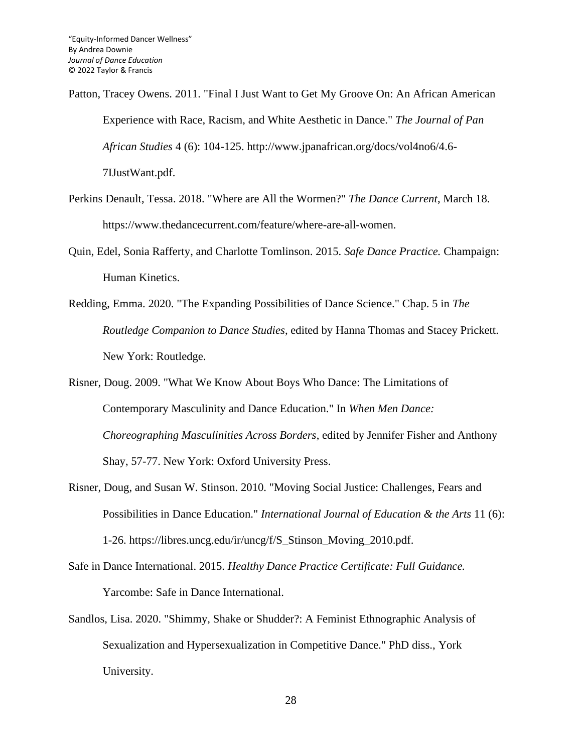Patton, Tracey Owens. 2011. "Final I Just Want to Get My Groove On: An African American Experience with Race, Racism, and White Aesthetic in Dance." *The Journal of Pan African Studies* 4 (6): 104-125. http://www.jpanafrican.org/docs/vol4no6/4.6-7IJustWant.pdf.

Perkins Denault, Tessa. 2018. "Where are All the Wormen?" *The Dance Current*, March 18. https://www.thedancecurrent.com/feature/where-are-all-women.

Quin, Edel, Sonia Rafferty, and Charlotte Tomlinson. 2015. *Safe Dance Practice.* Champaign: Human Kinetics.

Redding, Emma. 2020. "The Expanding Possibilities of Dance Science." Chap. 5 in *The Routledge Companion to Dance Studies*, edited by Hanna Thomas and Stacey Prickett. New York: Routledge.

Risner, Doug. 2009. "What We Know About Boys Who Dance: The Limitations of Contemporary Masculinity and Dance Education." In *When Men Dance: Choreographing Masculinities Across Borders*, edited by Jennifer Fisher and Anthony Shay, 57-77. New York: Oxford University Press.

Risner, Doug, and Susan W. Stinson. 2010. "Moving Social Justice: Challenges, Fears and Possibilities in Dance Education." *International Journal of Education & the Arts* 11 (6): 1-26. https://libres.uncg.edu/ir/uncg/f/S_Stinson_Moving_2010.pdf.

Safe in Dance International. 2015. *Healthy Dance Practice Certificate: Full Guidance.* Yarcombe: Safe in Dance International.

Sandlos, Lisa. 2020. "Shimmy, Shake or Shudder?: A Feminist Ethnographic Analysis of Sexualization and Hypersexualization in Competitive Dance." PhD diss., York University.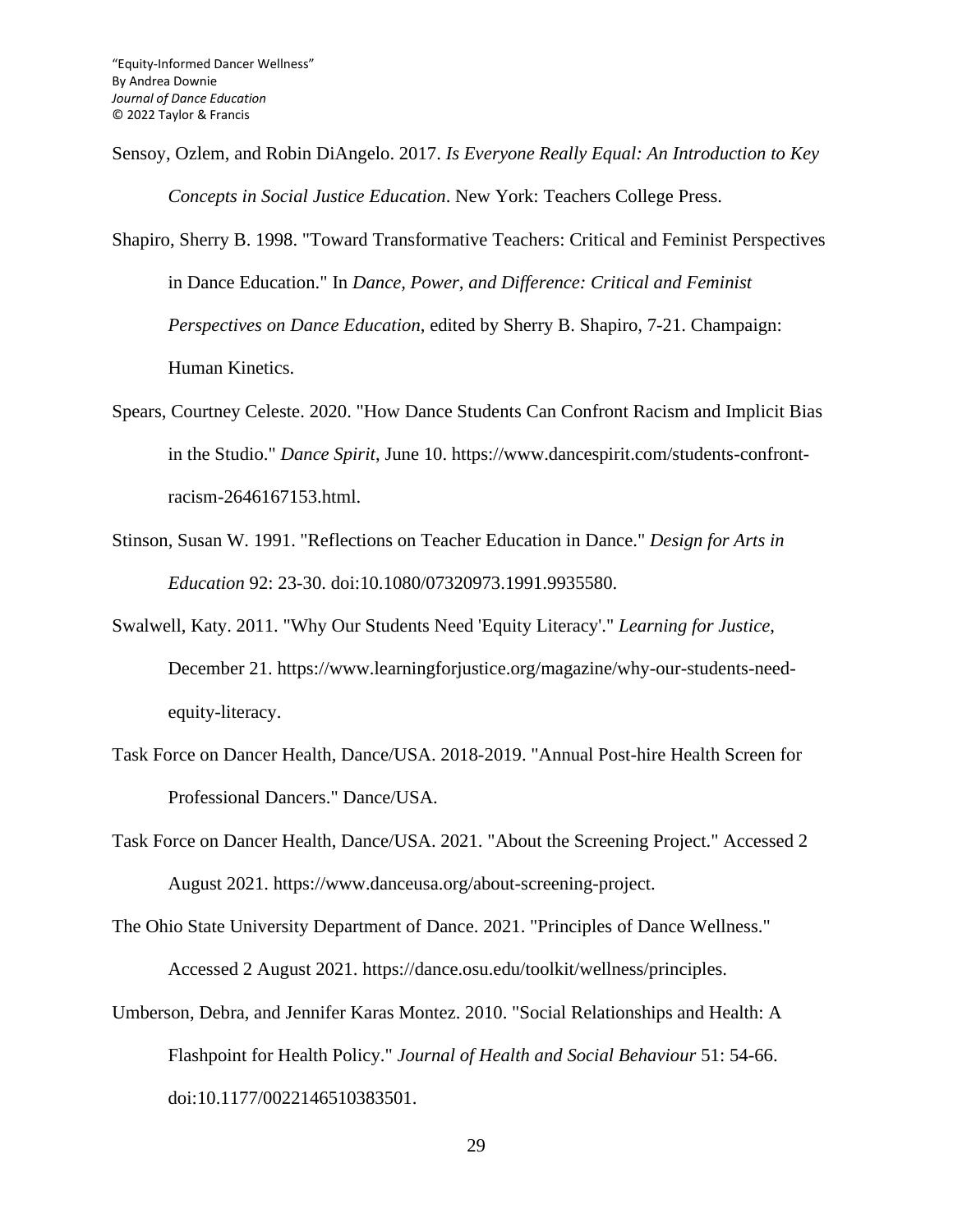Sensoy, Ozlem, and Robin DiAngelo. 2017. *Is Everyone Really Equal: An Introduction to Key Concepts in Social Justice Education*. New York: Teachers College Press.

Shapiro, Sherry B. 1998. "Toward Transformative Teachers: Critical and Feminist Perspectives in Dance Education." In *Dance, Power, and Difference: Critical and Feminist Perspectives on Dance Education*, edited by Sherry B. Shapiro, 7-21. Champaign: Human Kinetics.

Spears, Courtney Celeste. 2020. "How Dance Students Can Confront Racism and Implicit Bias in the Studio." *Dance Spirit*, June 10. https://www.dancespirit.com/students-confront-racism-2646167153.html.

Stinson, Susan W. 1991. "Reflections on Teacher Education in Dance." *Design for Arts in Education* 92: 23-30. doi:10.1080/07320973.1991.9935580.

Swalwell, Katy. 2011. "Why Our Students Need 'Equity Literacy'." *Learning for Justice*, December 21. https://www.learningforjustice.org/magazine/why-our-students-need-equity-literacy.

Task Force on Dancer Health, Dance/USA. 2018-2019. "Annual Post-hire Health Screen for Professional Dancers." Dance/USA.

Task Force on Dancer Health, Dance/USA. 2021. "About the Screening Project." Accessed 2 August 2021. https://www.danceusa.org/about-screening-project.

The Ohio State University Department of Dance. 2021. "Principles of Dance Wellness." Accessed 2 August 2021. https://dance.osu.edu/toolkit/wellness/principles.

Umberson, Debra, and Jennifer Karas Montez. 2010. "Social Relationships and Health: A Flashpoint for Health Policy." *Journal of Health and Social Behaviour* 51: 54-66. doi:10.1177/0022146510383501.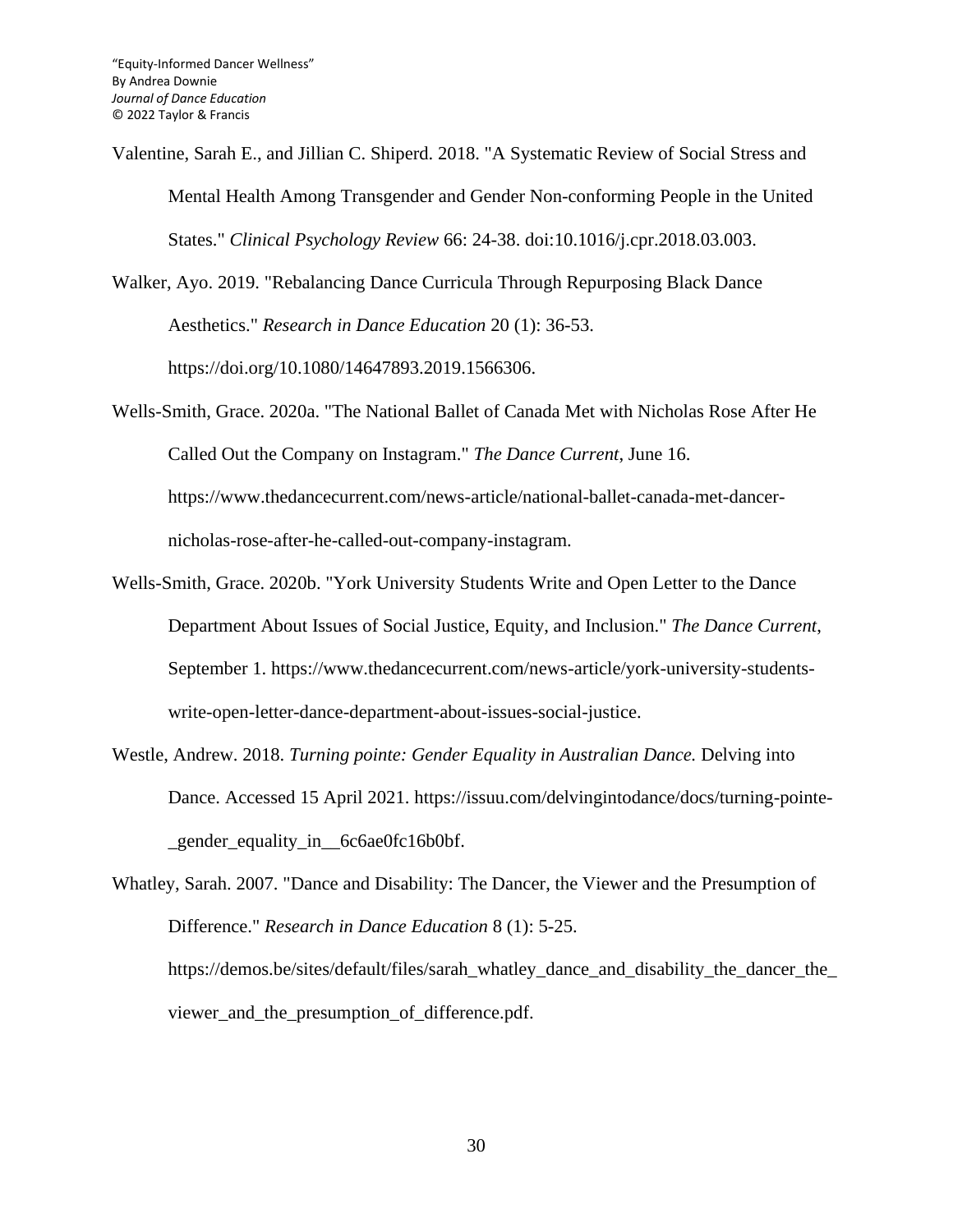Valentine, Sarah E., and Jillian C. Shiperd. 2018. "A Systematic Review of Social Stress and Mental Health Among Transgender and Gender Non-conforming People in the United States." *Clinical Psychology Review* 66: 24-38. doi:10.1016/j.cpr.2018.03.003.

Walker, Ayo. 2019. "Rebalancing Dance Curricula Through Repurposing Black Dance Aesthetics." *Research in Dance Education* 20 (1): 36-53. https://doi.org/10.1080/14647893.2019.1566306.

Wells-Smith, Grace. 2020a. "The National Ballet of Canada Met with Nicholas Rose After He Called Out the Company on Instagram." *The Dance Current*, June 16. https://www.thedancecurrent.com/news-article/national-ballet-canada-met-dancer-nicholas-rose-after-he-called-out-company-instagram.

Wells-Smith, Grace. 2020b. "York University Students Write and Open Letter to the Dance Department About Issues of Social Justice, Equity, and Inclusion." *The Dance Current*, September 1. https://www.thedancecurrent.com/news-article/york-university-students-write-open-letter-dance-department-about-issues-social-justice.

Westle, Andrew. 2018. *Turning pointe: Gender Equality in Australian Dance.* Delving into Dance. Accessed 15 April 2021. https://issuu.com/delvingintodance/docs/turning-pointe-_gender_equality_in__6c6ae0fc16b0bf.

Whatley, Sarah. 2007. "Dance and Disability: The Dancer, the Viewer and the Presumption of Difference." *Research in Dance Education* 8 (1): 5-25. https://demos.be/sites/default/files/sarah_whatley_dance_and_disability_the_dancer_the_viewer_and_the_presumption_of_difference.pdf.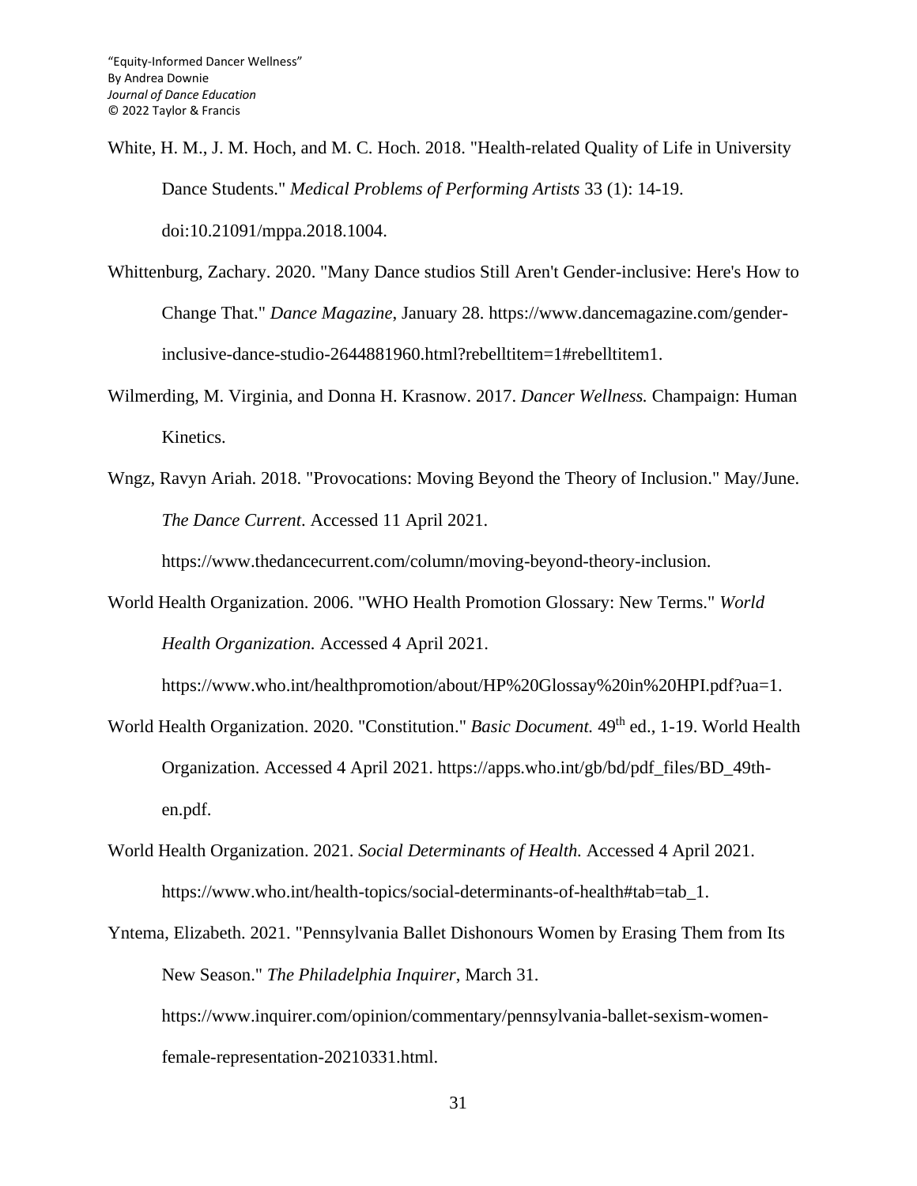White, H. M., J. M. Hoch, and M. C. Hoch. 2018. "Health-related Quality of Life in University Dance Students." *Medical Problems of Performing Artists* 33 (1): 14-19. doi:10.21091/mppa.2018.1004.

Whittenburg, Zachary. 2020. "Many Dance studios Still Aren't Gender-inclusive: Here's How to Change That." *Dance Magazine*, January 28. https://www.dancemagazine.com/gender-inclusive-dance-studio-2644881960.html?rebelltitem=1#rebelltitem1.

Wilmerding, M. Virginia, and Donna H. Krasnow. 2017. *Dancer Wellness.* Champaign: Human Kinetics.

Wngz, Ravyn Ariah. 2018. "Provocations: Moving Beyond the Theory of Inclusion." May/June. *The Dance Current*. Accessed 11 April 2021. https://www.thedancecurrent.com/column/moving-beyond-theory-inclusion.

World Health Organization. 2006. "WHO Health Promotion Glossary: New Terms." *World Health Organization.* Accessed 4 April 2021. https://www.who.int/healthpromotion/about/HP%20Glossay%20in%20HPI.pdf?ua=1.

World Health Organization. 2020. "Constitution." *Basic Document.* 49th ed., 1-19. World Health Organization. Accessed 4 April 2021. https://apps.who.int/gb/bd/pdf_files/BD_49th-en.pdf.

World Health Organization. 2021. *Social Determinants of Health.* Accessed 4 April 2021. https://www.who.int/health-topics/social-determinants-of-health#tab=tab_1.

Yntema, Elizabeth. 2021. "Pennsylvania Ballet Dishonours Women by Erasing Them from Its New Season." *The Philadelphia Inquirer*, March 31. https://www.inquirer.com/opinion/commentary/pennsylvania-ballet-sexism-women-female-representation-20210331.html.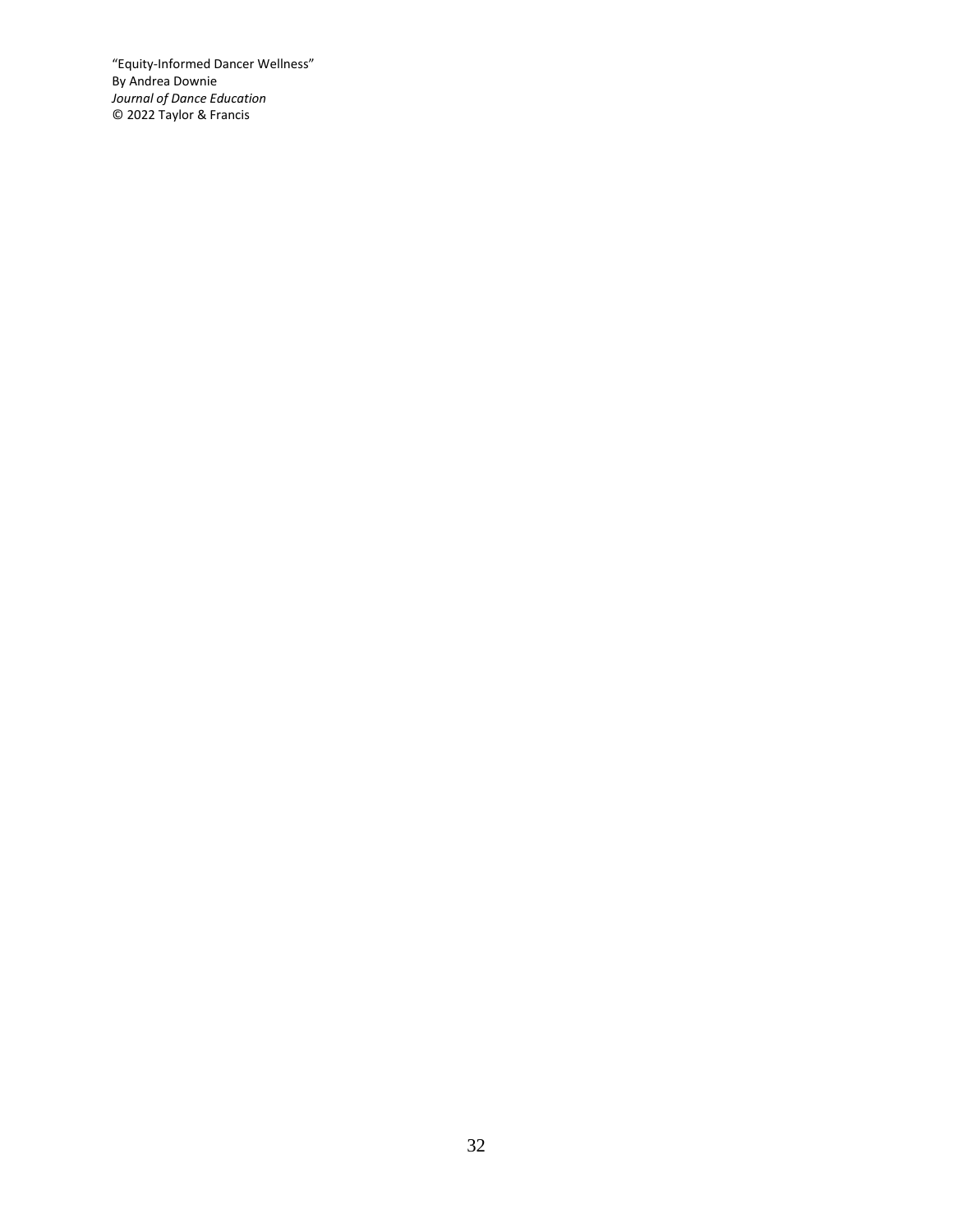"Equity-Informed Dancer Wellness"
By Andrea Downie
*Journal of Dance Education*
© 2022 Taylor & Francis